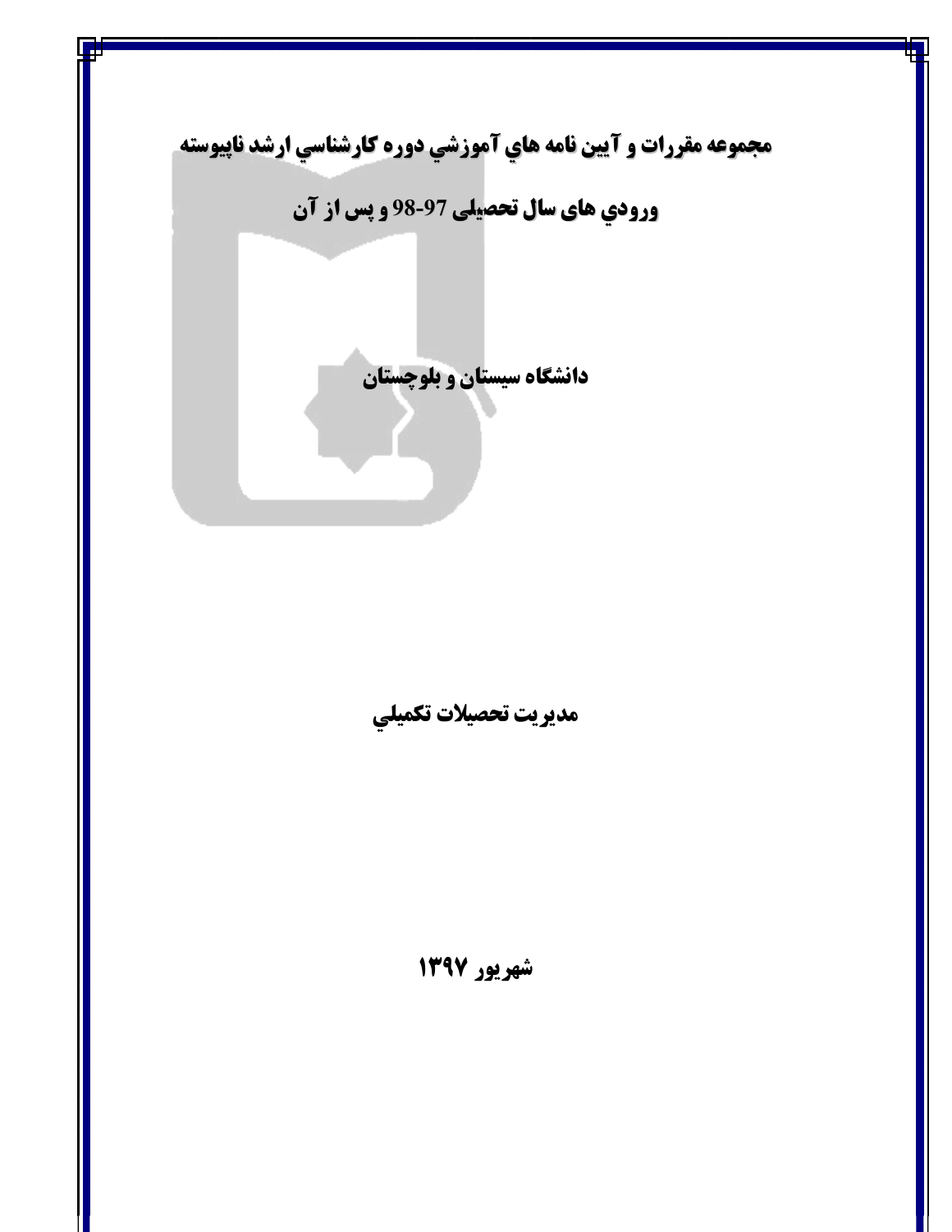# مجموعه مقررات و آيين نامه هاي آموزشي دوره كارشناسي ارشد ناپيوسته

## ورودي هاي سال تحصيلی 97-98 و پس از آن

## دانشگاه سيستان و بلوچستان

## مديريت تحصيلات تكميلي

## شهريور ۱۳۹۷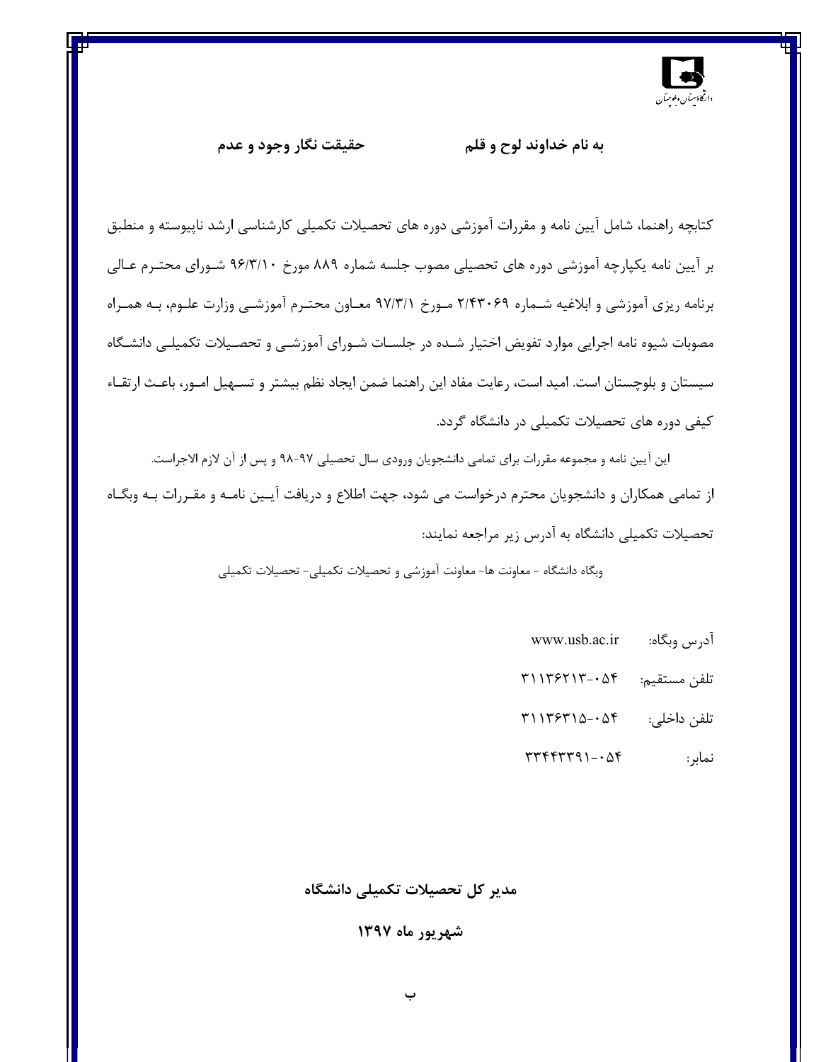**به نام خداوند لوح و قلم　　　　　　　　　حقیقت نگار وجود و عدم**

کتابچه راهنما، شامل آیین نامه و مقررات آموزشی دوره های تحصیلات تکمیلی کارشناسی ارشد ناپیوسته و منطبق بر آیین نامه یکپارچه آموزشی دوره های تحصیلی مصوب جلسه شماره ۸۸۹ مورخ ۹۶/۳/۱۰ شورای محترم عالی برنامه ریزی آموزشی و ابلاغیه شماره ۲/۴۳۰۶۹ مورخ ۹۷/۳/۱ معاون محترم آموزشی وزارت علوم، به همراه مصوبات شیوه نامه اجرایی موارد تفویض اختیار شده در جلسات شورای آموزشی و تحصیلات تکمیلی دانشگاه سیستان و بلوچستان است. امید است، رعایت مفاد این راهنما ضمن ایجاد نظم بیشتر و تسهیل امور، باعث ارتقاء کیفی دوره های تحصیلات تکمیلی در دانشگاه گردد.

این آیین نامه و مجموعه مقررات برای تمامی دانشجویان ورودی سال تحصیلی ۹۷-۹۸ و پس از آن لازم الاجراست.

از تمامی همکاران و دانشجویان محترم درخواست می شود، جهت اطلاع و دریافت آیین نامه و مقررات به وبگاه تحصیلات تکمیلی دانشگاه به آدرس زیر مراجعه نمایند:

وبگاه دانشگاه - معاونت ها- معاونت آموزشی و تحصیلات تکمیلی- تحصیلات تکمیلی

آدرس وبگاه: www.usb.ac.ir

تلفن مستقیم: ۳۱۱۳۶۲۱۳-۰۵۴

تلفن داخلی: ۳۱۱۳۶۳۱۵-۰۵۴

نمابر: ۳۳۴۴۳۳۹۱-۰۵۴

**مدیر کل تحصیلات تکمیلی دانشگاه**

**شهریور ماه ۱۳۹۷**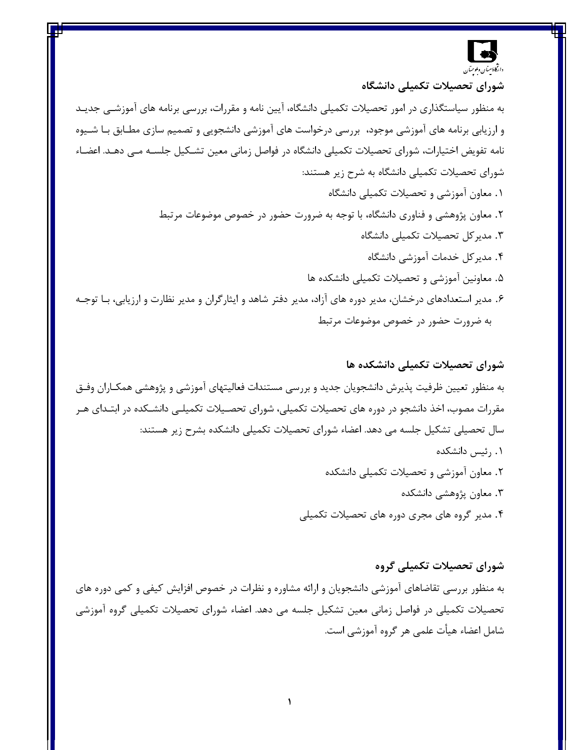### شورای تحصیلات تکمیلی دانشگاه

به منظور سیاستگذاری در امور تحصیلات تکمیلی دانشگاه، آیین نامه و مقررات، بررسی برنامه های آموزشی جدید و ارزیابی برنامه های آموزشی موجود، بررسی درخواست های آموزشی دانشجویی و تصمیم سازی مطابق با شیوه نامه تفویض اختیارات، شورای تحصیلات تکمیلی دانشگاه در فواصل زمانی معین تشکیل جلسه می دهد. اعضاء شورای تحصیلات تکمیلی دانشگاه به شرح زیر هستند:

۱. معاون آموزشی و تحصیلات تکمیلی دانشگاه
۲. معاون پژوهشی و فناوری دانشگاه، با توجه به ضرورت حضور در خصوص موضوعات مرتبط
۳. مدیرکل تحصیلات تکمیلی دانشگاه
۴. مدیرکل خدمات آموزشی دانشگاه
۵. معاونین آموزشی و تحصیلات تکمیلی دانشکده ها
۶. مدیر استعدادهای درخشان، مدیر دوره های آزاد، مدیر دفتر شاهد و ایثارگران و مدیر نظارت و ارزیابی، با توجه به ضرورت حضور در خصوص موضوعات مرتبط

### شورای تحصیلات تکمیلی دانشکده ها

به منظور تعیین ظرفیت پذیرش دانشجویان جدید و بررسی مستندات فعالیتهای آموزشی و پژوهشی همکاران وفق مقررات مصوب، اخذ دانشجو در دوره های تحصیلات تکمیلی، شورای تحصیلات تکمیلی دانشکده در ابتدای هر سال تحصیلی تشکیل جلسه می دهد. اعضاء شورای تحصیلات تکمیلی دانشکده بشرح زیر هستند:

۱. رئیس دانشکده
۲. معاون آموزشی و تحصیلات تکمیلی دانشکده
۳. معاون پژوهشی دانشکده
۴. مدیر گروه های مجری دوره های تحصیلات تکمیلی

### شورای تحصیلات تکمیلی گروه

به منظور بررسی تقاضاهای آموزشی دانشجویان و ارائه مشاوره و نظرات در خصوص افزایش کیفی و کمی دوره های تحصیلات تکمیلی در فواصل زمانی معین تشکیل جلسه می دهد. اعضاء شورای تحصیلات تکمیلی گروه آموزشی شامل اعضاء هیأت علمی هر گروه آموزشی است.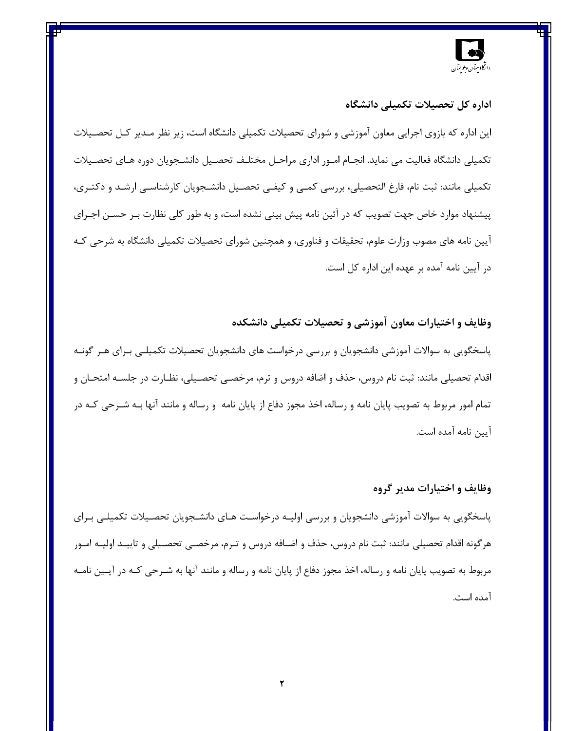### اداره کل تحصیلات تکمیلی دانشگاه

این اداره که بازوی اجرایی معاون آموزشی و شورای تحصیلات تکمیلی دانشگاه است، زیر نظر مدیر کل تحصیلات تکمیلی دانشگاه فعالیت می نماید. انجام امور اداری مراحل مختلف تحصیل دانشجویان دوره های تحصیلات تکمیلی مانند: ثبت نام، فارغ التحصیلی، بررسی کمی و کیفی تحصیل دانشجویان کارشناسی ارشد و دکتری، پیشنهاد موارد خاص جهت تصویب که در آئین نامه پیش بینی نشده است، و به طور کلی نظارت بر حسن اجرای آیین نامه های مصوب وزارت علوم، تحقیقات و فناوری، و همچنین شورای تحصیلات تکمیلی دانشگاه به شرحی که در آیین نامه آمده بر عهده این اداره کل است.

### وظایف و اختیارات معاون آموزشی و تحصیلات تکمیلی دانشکده

پاسخگویی به سوالات آموزشی دانشجویان و بررسی درخواست های دانشجویان تحصیلات تکمیلی برای هر گونه اقدام تحصیلی مانند: ثبت نام دروس، حذف و اضافه دروس و ترم، مرخصی تحصیلی، نظارت در جلسه امتحان و تمام امور مربوط به تصویب پایان نامه و رساله، اخذ مجوز دفاع از پایان نامه و رساله و مانند آنها به شرحی که در آیین نامه آمده است.

### وظایف و اختیارات مدیر گروه

پاسخگویی به سوالات آموزشی دانشجویان و بررسی اولیه درخواست های دانشجویان تحصیلات تکمیلی برای هرگونه اقدام تحصیلی مانند: ثبت نام دروس، حذف و اضافه دروس و ترم، مرخصی تحصیلی و تایید اولیه امور مربوط به تصویب پایان نامه و رساله، اخذ مجوز دفاع از پایان نامه و رساله و مانند آنها به شرحی که در آیین نامه آمده است.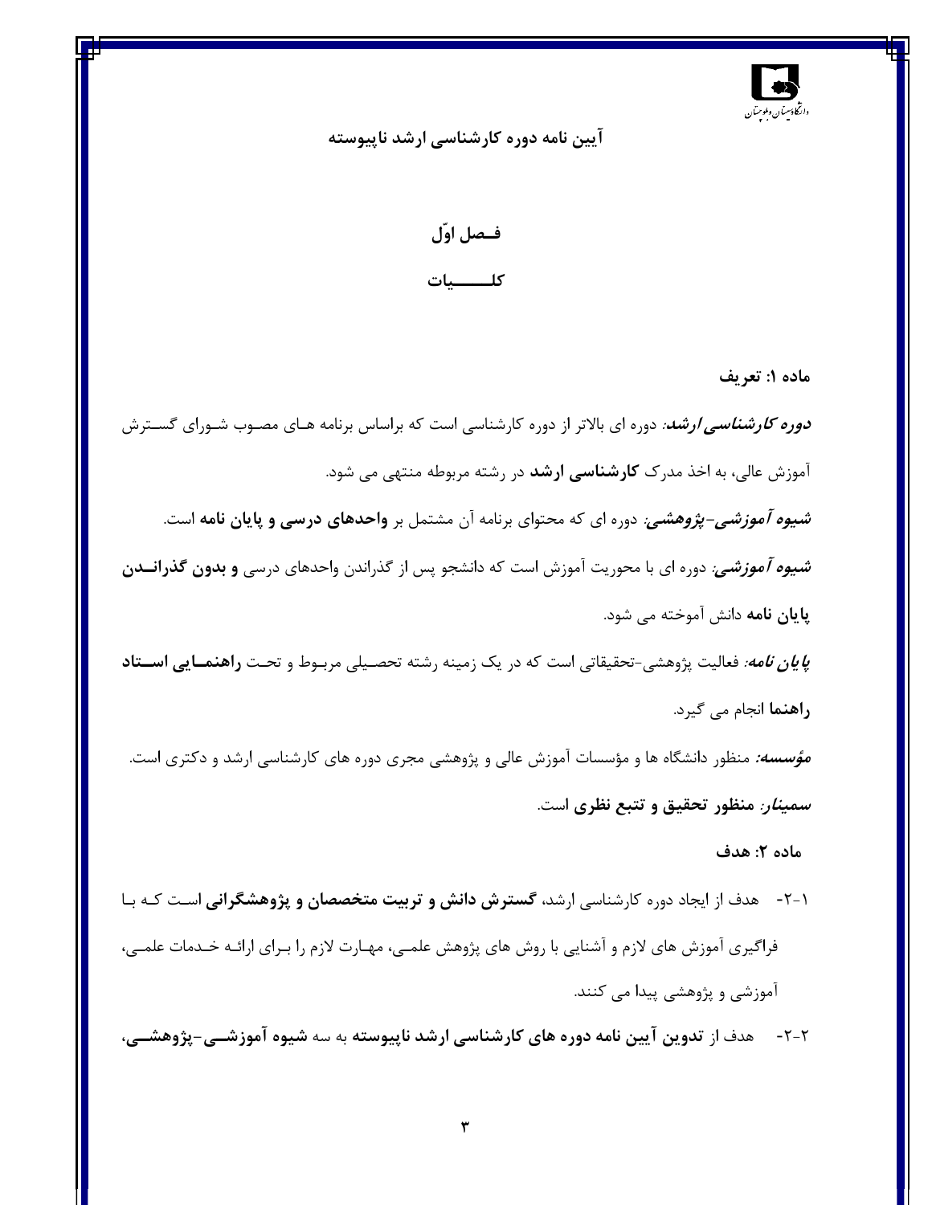**آیین نامه دوره کارشناسی ارشد ناپیوسته**

## فـصل اوّل

## کلـــــیات

**ماده ۱: تعریف**

***دوره کارشناسی ارشد:*** دوره ای بالاتر از دوره کارشناسی است که براساس برنامه هـای مصـوب شـورای گسـترش آموزش عالی، به اخذ مدرک **کارشناسی ارشد** در رشته مربوطه منتهی می شود.

***شیوه آموزشی-پژوهشی:*** دوره ای که محتوای برنامه آن مشتمل بر **واحدهای درسی و پایان نامه** است.

***شیوه آموزشی:*** دوره ای با محوریت آموزش است که دانشجو پس از گذراندن واحدهای درسی **و بدون گذرانـدن پایان نامه** دانش آموخته می شود.

***پایان نامه:*** فعالیت پژوهشی-تحقیقاتی است که در یک زمینه رشته تحصـیلی مربـوط و تحـت **راهنمـایی اسـتاد راهنما** انجام می گیرد.

***مؤسسه:*** منظور دانشگاه ها و مؤسسات آموزش عالی و پژوهشی مجری دوره های کارشناسی ارشد و دکتری است.

***سمینار:*** **منظور تحقیق و تتبع نظری** است.

**ماده ۲: هدف**

۲-۱- هدف از ایجاد دوره کارشناسی ارشد، **گسترش دانش و تربیت متخصصان و پژوهشگرانی** اسـت کـه بـا فراگیری آموزش های لازم و آشنایی با روش های پژوهش علمـی، مهـارت لازم را بـرای ارائـه خـدمات علمـی، آموزشی و پژوهشی پیدا می کنند.

۲-۲- هدف از **تدوین آیین نامه دوره های کارشناسی ارشد ناپیوسته** به سه **شیوه آموزشـی-پژوهشـی،**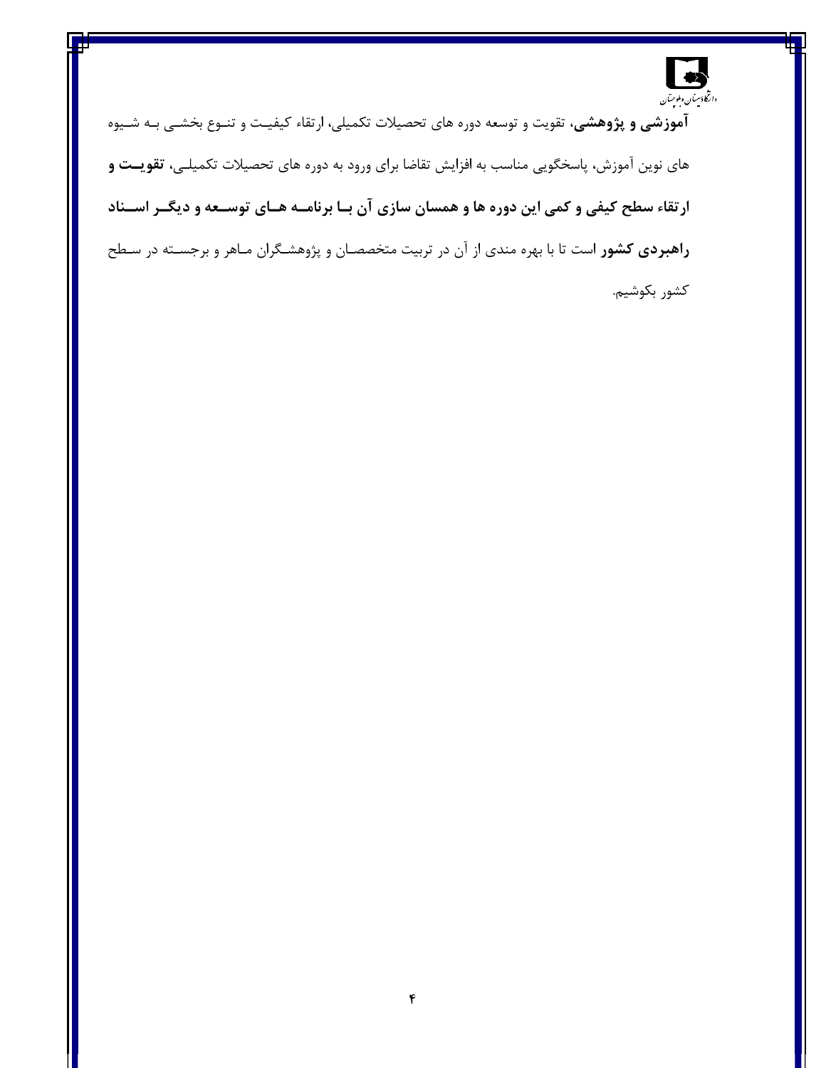**آموزشی و پژوهشی**، تقویت و توسعه دوره های تحصیلات تکمیلی، ارتقاء کیفیت و تنوع بخشی به شیوه های نوین آموزش، پاسخگویی مناسب به افزایش تقاضا برای ورود به دوره های تحصیلات تکمیلی، **تقویت و ارتقاء سطح کیفی و کمی این دوره ها و همسان سازی آن با برنامه های توسعه و دیگر اسناد راهبردی کشور** است تا با بهره مندی از آن در تربیت متخصصان و پژوهشگران ماهر و برجسته در سطح کشور بکوشیم.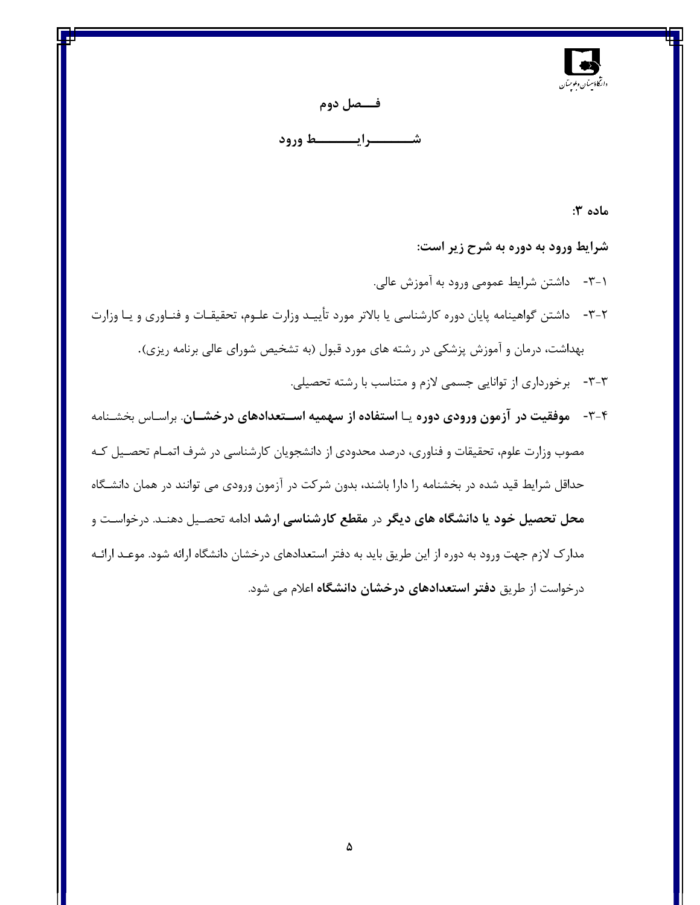## فصل دوم

## شرایط ورود

**ماده ۳:**

**شرایط ورود به دوره به شرح زیر است:**

۱-۳- داشتن شرایط عمومی ورود به آموزش عالی.

۲-۳- داشتن گواهینامه پایان دوره کارشناسی یا بالاتر مورد تأیید وزارت علوم، تحقیقات و فناوری و یا وزارت بهداشت، درمان و آموزش پزشکی در رشته های مورد قبول (به تشخیص شورای عالی برنامه ریزی).

۳-۳- برخورداری از توانایی جسمی لازم و متناسب با رشته تحصیلی.

۴-۳- **موفقیت در آزمون ورودی دوره** یا **استفاده از سهمیه استعدادهای درخشان**. براساس بخشنامه مصوب وزارت علوم، تحقیقات و فناوری، درصد محدودی از دانشجویان کارشناسی در شرف اتمام تحصیل که حداقل شرایط قید شده در بخشنامه را دارا باشند، بدون شرکت در آزمون ورودی می توانند در همان دانشگاه **محل تحصیل خود یا دانشگاه های دیگر** در **مقطع کارشناسی ارشد** ادامه تحصیل دهند. درخواست و مدارک لازم جهت ورود به دوره از این طریق باید به دفتر استعدادهای درخشان دانشگاه ارائه شود. موعد ارائه درخواست از طریق **دفتر استعدادهای درخشان دانشگاه** اعلام می شود.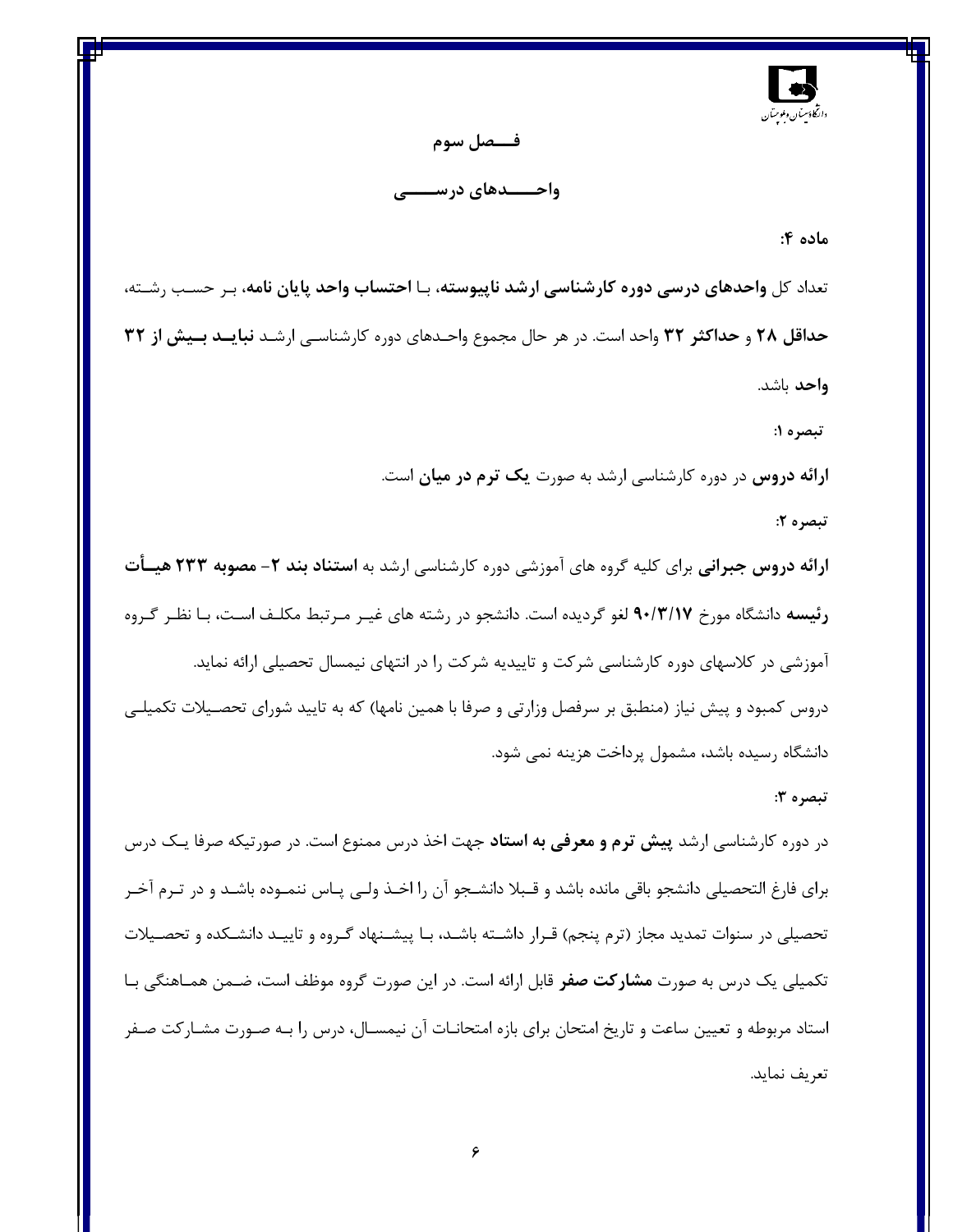## فصل سوم

## واحدهای درسی

**ماده ۴:**

تعداد کل **واحدهای درسی دوره کارشناسی ارشد ناپیوسته**، با **احتساب واحد پایان نامه**، بر حسب رشته، **حداقل ۲۸** و **حداکثر ۳۲** واحد است. در هر حال مجموع واحدهای دوره کارشناسی ارشد **نباید بیش از ۳۲ واحد** باشد.

**تبصره ۱:**

**ارائه دروس** در دوره کارشناسی ارشد به صورت **یک ترم در میان** است.

**تبصره ۲:**

**ارائه دروس جبرانی** برای کلیه گروه های آموزشی دوره کارشناسی ارشد به **استناد بند ۲- مصوبه ۲۳۳ هیأت رئیسه** دانشگاه مورخ **۹۰/۳/۱۷** لغو گردیده است. دانشجو در رشته های غیر مرتبط مکلف است، با نظر گروه آموزشی در کلاسهای دوره کارشناسی شرکت و تاییدیه شرکت را در انتهای نیمسال تحصیلی ارائه نماید.

دروس کمبود و پیش نیاز (منطبق بر سرفصل وزارتی و صرفا با همین نامها) که به تایید شورای تحصیلات تکمیلی دانشگاه رسیده باشد، مشمول پرداخت هزینه نمی شود.

**تبصره ۳:**

در دوره کارشناسی ارشد **پیش ترم و معرفی به استاد** جهت اخذ درس ممنوع است. در صورتیکه صرفا یک درس برای فارغ التحصیلی دانشجو باقی مانده باشد و قبلا دانشجو آن را اخذ ولی پاس ننموده باشد و در ترم آخر تحصیلی در سنوات تمدید مجاز (ترم پنجم) قرار داشته باشد، با پیشنهاد گروه و تایید دانشکده و تحصیلات تکمیلی یک درس به صورت **مشارکت صفر** قابل ارائه است. در این صورت گروه موظف است، ضمن هماهنگی با استاد مربوطه و تعیین ساعت و تاریخ امتحان برای بازه امتحانات آن نیمسال، درس را به صورت مشارکت صفر تعریف نماید.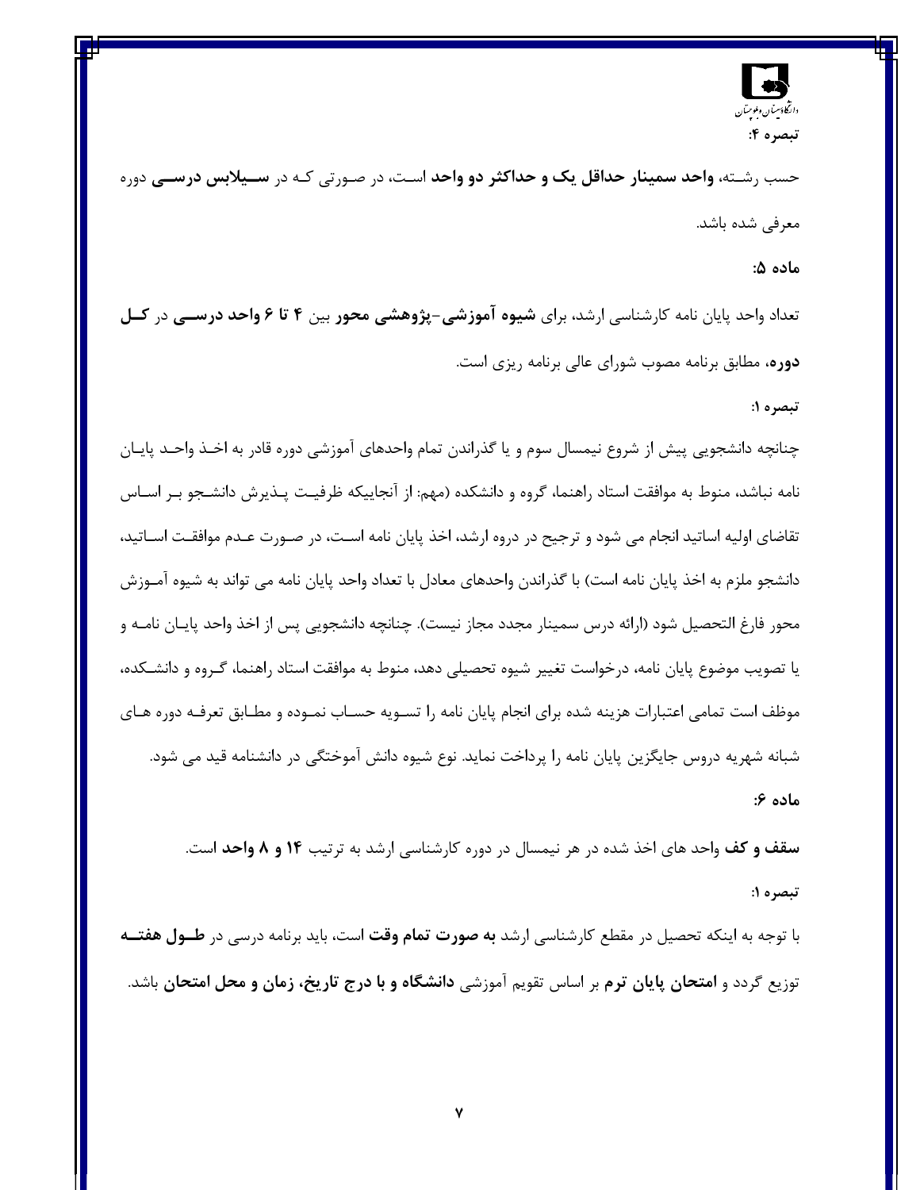**تبصره ۴:**

حسب رشته، **واحد سمینار حداقل یک و حداکثر دو واحد** است، در صورتی که در **سیلابس درسی** دوره معرفی شده باشد.

**ماده ۵:**

تعداد واحد پایان نامه کارشناسی ارشد، برای **شیوه آموزشی-پژوهشی محور** بین **۴ تا ۶ واحد درسی** در **کل دوره**، مطابق برنامه مصوب شورای عالی برنامه ریزی است.

**تبصره ۱:**

چنانچه دانشجویی پیش از شروع نیمسال سوم و یا گذراندن تمام واحدهای آموزشی دوره قادر به اخذ واحد پایان نامه نباشد، منوط به موافقت استاد راهنما، گروه و دانشکده (مهم: از آنجاییکه ظرفیت پذیرش دانشجو بر اساس تقاضای اولیه اساتید انجام می شود و ترجیح در دروه ارشد، اخذ پایان نامه است، در صورت عدم موافقت اساتید، دانشجو ملزم به اخذ پایان نامه است) با گذراندن واحدهای معادل با تعداد واحد پایان نامه می تواند به شیوه آموزش محور فارغ التحصیل شود (ارائه درس سمینار مجدد مجاز نیست). چنانچه دانشجویی پس از اخذ واحد پایان نامه و یا تصویب موضوع پایان نامه، درخواست تغییر شیوه تحصیلی دهد، منوط به موافقت استاد راهنما، گروه و دانشکده، موظف است تمامی اعتبارات هزینه شده برای انجام پایان نامه را تسویه حساب نموده و مطابق تعرفه دوره های شبانه شهریه دروس جایگزین پایان نامه را پرداخت نماید. نوع شیوه دانش آموختگی در دانشنامه قید می شود.

**ماده ۶:**

**سقف و کف** واحد های اخذ شده در هر نیمسال در دوره کارشناسی ارشد به ترتیب **۱۴ و ۸ واحد** است.

**تبصره ۱:**

با توجه به اینکه تحصیل در مقطع کارشناسی ارشد **به صورت تمام وقت** است، باید برنامه درسی در **طول هفته** توزیع گردد و **امتحان پایان ترم** بر اساس تقویم آموزشی **دانشگاه و با درج تاریخ، زمان و محل امتحان** باشد.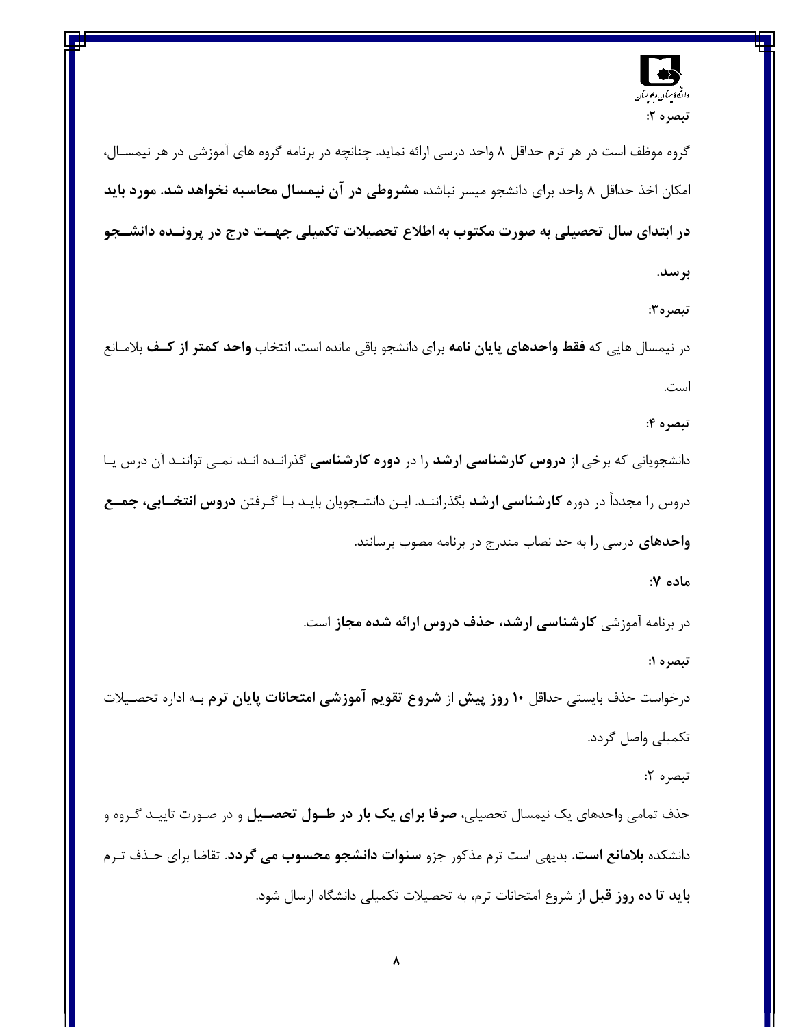**تبصره ۲:**

گروه موظف است در هر ترم حداقل ۸ واحد درسی ارائه نماید. چنانچه در برنامه گروه های آموزشی در هر نیمسال، امکان اخذ حداقل ۸ واحد برای دانشجو میسر نباشد، **مشروطی در آن نیمسال محاسبه نخواهد شد. مورد باید در ابتدای سال تحصیلی به صورت مکتوب به اطلاع تحصیلات تکمیلی جهت درج در پرونده دانشجو برسد.**

**تبصره۳:**

در نیمسال هایی که **فقط واحدهای پایان نامه** برای دانشجو باقی مانده است، انتخاب **واحد کمتر از کف** بلامانع است.

**تبصره ۴:**

دانشجویانی که برخی از **دروس کارشناسی ارشد** را در **دوره کارشناسی** گذرانده اند، نمی توانند آن درس یا دروس را مجدداً در دوره **کارشناسی ارشد** بگذرانند. این دانشجویان باید با گرفتن **دروس انتخابی، جمع واحدهای** درسی را به حد نصاب مندرج در برنامه مصوب برسانند.

**ماده ۷:**

در برنامه آموزشی **کارشناسی ارشد، حذف دروس ارائه شده مجاز** است.

**تبصره ۱:**

درخواست حذف بایستی حداقل **۱۰ روز پیش** از **شروع تقویم آموزشی امتحانات پایان ترم** به اداره تحصیلات تکمیلی واصل گردد.

تبصره ۲:

حذف تمامی واحدهای یک نیمسال تحصیلی، **صرفا برای یک بار در طول تحصیل** و در صورت تایید گروه و دانشکده **بلامانع است.** بدیهی است ترم مذکور جزو **سنوات دانشجو محسوب می گردد**. تقاضا برای حذف ترم **باید تا ده روز قبل** از شروع امتحانات ترم، به تحصیلات تکمیلی دانشگاه ارسال شود.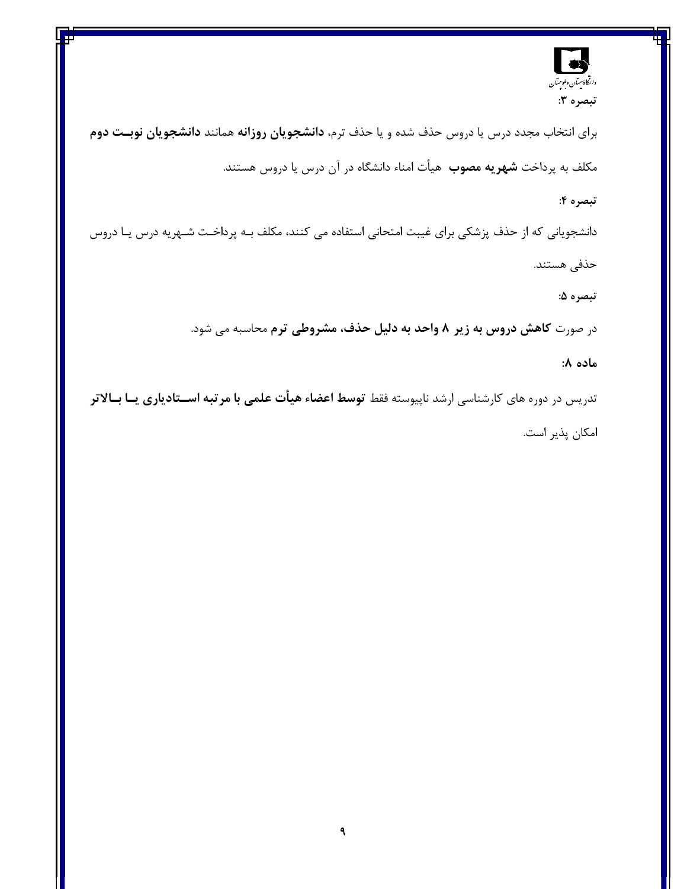**تبصره ۳:**

برای انتخاب مجدد درس یا دروس حذف شده و یا حذف ترم، **دانشجویان روزانه** همانند **دانشجویان نوبت دوم** مکلف به پرداخت **شهریه مصوب** هیأت امناء دانشگاه در آن درس یا دروس هستند.

**تبصره ۴:**

دانشجویانی که از حذف پزشکی برای غیبت امتحانی استفاده می کنند، مکلف به پرداخت شهریه درس یا دروس حذفی هستند.

**تبصره ۵:**

در صورت **کاهش دروس به زیر ۸ واحد به دلیل حذف، مشروطی ترم** محاسبه می شود.

**ماده ۸:**

تدریس در دوره های کارشناسی ارشد ناپیوسته فقط **توسط اعضاء هیأت علمی با مرتبه استادیاری یا بالاتر** امکان پذیر است.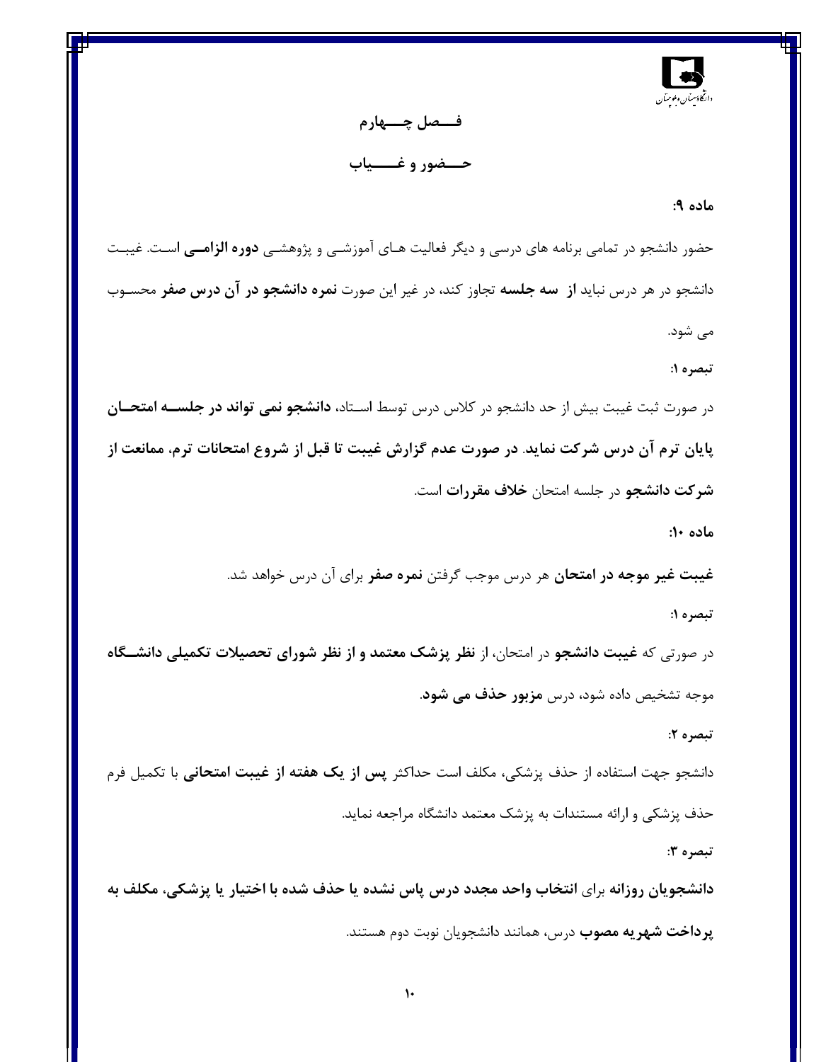## فصل چهارم

## حضور و غیاب

**ماده ۹:**

حضور دانشجو در تمامی برنامه های درسی و دیگر فعالیت های آموزشی و پژوهشی **دوره الزامی** است. غیبت دانشجو در هر درس نباید **از سه جلسه** تجاوز کند، در غیر این صورت **نمره دانشجو در آن درس صفر** محسوب می شود.

**تبصره ۱:**

در صورت ثبت غیبت بیش از حد دانشجو در کلاس درس توسط استاد، **دانشجو نمی تواند در جلسه امتحان پایان ترم آن درس شرکت نماید**. **در صورت عدم گزارش غیبت تا قبل از شروع امتحانات ترم، ممانعت از شرکت دانشجو** در جلسه امتحان **خلاف مقررات** است.

**ماده ۱۰:**

**غیبت غیر موجه در امتحان** هر درس موجب گرفتن **نمره صفر** برای آن درس خواهد شد.

**تبصره ۱:**

در صورتی که **غیبت دانشجو** در امتحان، از **نظر پزشک معتمد و از نظر شورای تحصیلات تکمیلی دانشگاه** موجه تشخیص داده شود، درس **مزبور حذف می شود**.

**تبصره ۲:**

دانشجو جهت استفاده از حذف پزشکی، مکلف است حداکثر **پس از یک هفته از غیبت امتحانی** با تکمیل فرم حذف پزشکی و ارائه مستندات به پزشک معتمد دانشگاه مراجعه نماید.

**تبصره ۳:**

**دانشجویان روزانه** برای **انتخاب واحد مجدد درس پاس نشده یا حذف شده با اختیار یا پزشکی، مکلف به پرداخت شهریه مصوب** درس، همانند دانشجویان نوبت دوم هستند.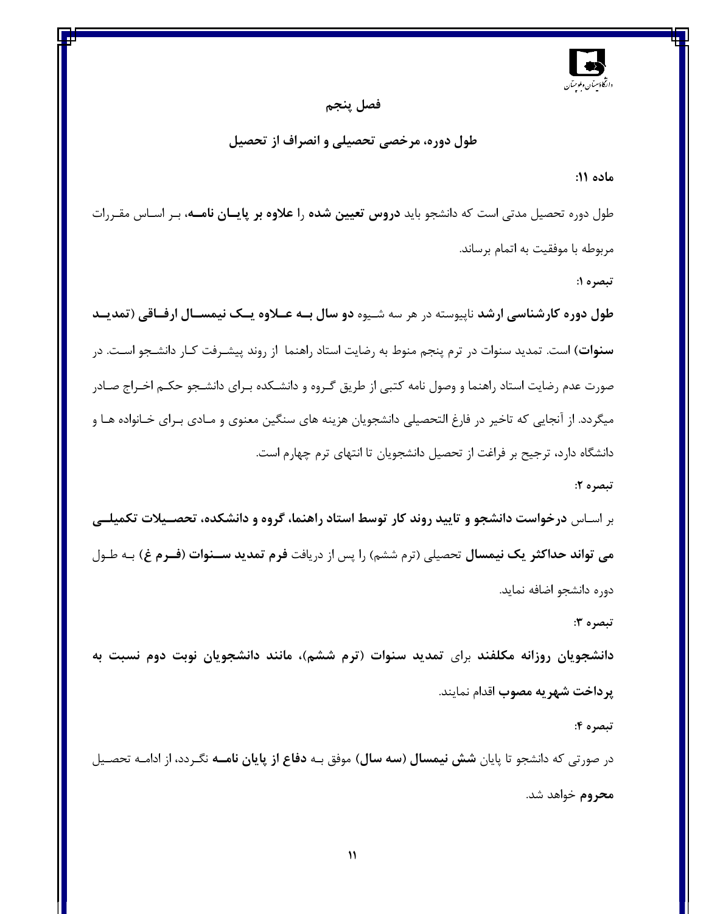## فصل پنجم

## طول دوره، مرخصی تحصیلی و انصراف از تحصیل

**ماده ۱۱:**

طول دوره تحصیل مدتی است که دانشجو باید **دروس تعیین شده** را **علاوه بر پایـان نامـه**، بـر اسـاس مقـررات مربوطه با موفقیت به اتمام برساند.

**تبصره ۱:**

**طول دوره کارشناسی ارشد** ناپیوسته در هر سه شـیوه **دو سال بـه عـلاوه یـک نیمســال ارفـاقی (تمدیـد سنوات)** است. تمدید سنوات در ترم پنجم منوط به رضایت استاد راهنما از روند پیشـرفت کـار دانشـجو اسـت. در صورت عدم رضایت استاد راهنما و وصول نامه کتبی از طریق گـروه و دانشـکده بـرای دانشـجو حکـم اخـراج صـادر میگردد. از آنجایی که تاخیر در فارغ التحصیلی دانشجویان هزینه های سنگین معنوی و مـادی بـرای خـانواده هـا و دانشگاه دارد، ترجیح بر فراغت از تحصیل دانشجویان تا انتهای ترم چهارم است.

**تبصره ۲:**

بر اسـاس **درخواست دانشجو و تایید روند کار توسط استاد راهنما، گروه و دانشکده، تحصـیلات تکمیلـی می تواند حداکثر یک نیمسال** تحصیلی (ترم ششم) را پس از دریافت **فرم تمدید سـنوات (فـرم غ)** بـه طـول دوره دانشجو اضافه نماید.

**تبصره ۳:**

**دانشجویان روزانه مکلفند** برای **تمدید سنوات (ترم ششم)، مانند دانشجویان نوبت دوم نسبت به پرداخت شهریه مصوب** اقدام نمایند.

**تبصره ۴:**

در صورتی که دانشجو تا پایان **شش نیمسال (سه سال)** موفق بـه **دفاع از پایان نامـه** نگـردد، از ادامـه تحصـیل **محروم** خواهد شد.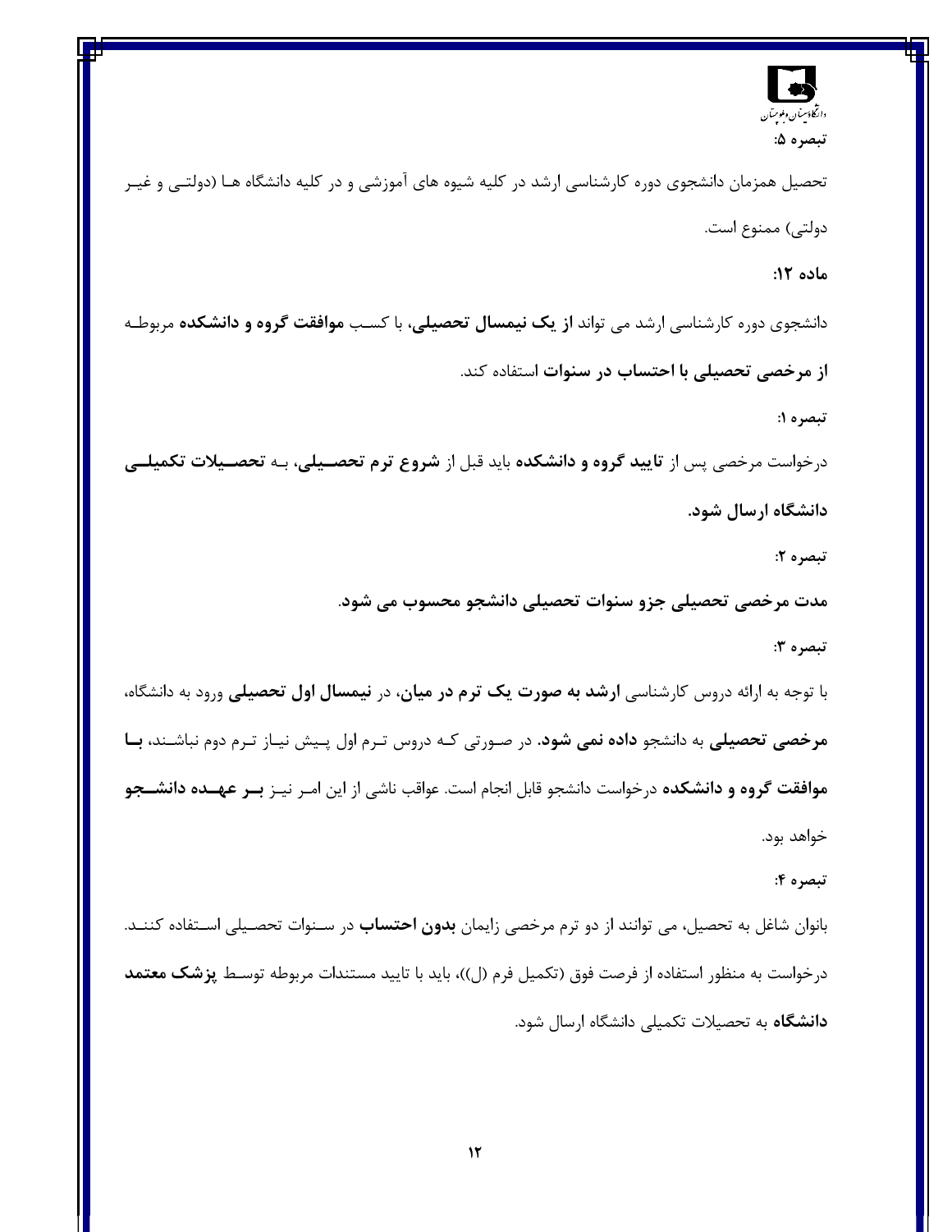**تبصره ۵:**

تحصیل همزمان دانشجوی دوره کارشناسی ارشد در کلیه شیوه های آموزشی و در کلیه دانشگاه ها (دولتی و غیر دولتی) ممنوع است.

**ماده ۱۲:**

دانشجوی دوره کارشناسی ارشد می تواند **از یک نیمسال تحصیلی**، با کسب **موافقت گروه و دانشکده** مربوطه **از مرخصی تحصیلی با احتساب در سنوات** استفاده کند.

**تبصره ۱:**

درخواست مرخصی پس از **تایید گروه و دانشکده** باید قبل از **شروع ترم تحصیلی**، به **تحصیلات تکمیلی دانشگاه ارسال شود.**

**تبصره ۲:**

**مدت مرخصی تحصیلی جزو سنوات تحصیلی دانشجو محسوب می شود.**

**تبصره ۳:**

با توجه به ارائه دروس کارشناسی **ارشد به صورت یک ترم در میان**، در **نیمسال اول تحصیلی** ورود به دانشگاه، **مرخصی تحصیلی** به دانشجو **داده نمی شود**. در صورتی که دروس ترم اول پیش نیاز ترم دوم نباشند، **با موافقت گروه و دانشکده** درخواست دانشجو قابل انجام است. عواقب ناشی از این امر نیز **بر عهده دانشجو** خواهد بود.

**تبصره ۴:**

بانوان شاغل به تحصیل، می توانند از دو ترم مرخصی زایمان **بدون احتساب** در سنوات تحصیلی استفاده کنند. درخواست به منظور استفاده از فرصت فوق (تکمیل فرم (ل))، باید با تایید مستندات مربوطه توسط **پزشک معتمد دانشگاه** به تحصیلات تکمیلی دانشگاه ارسال شود.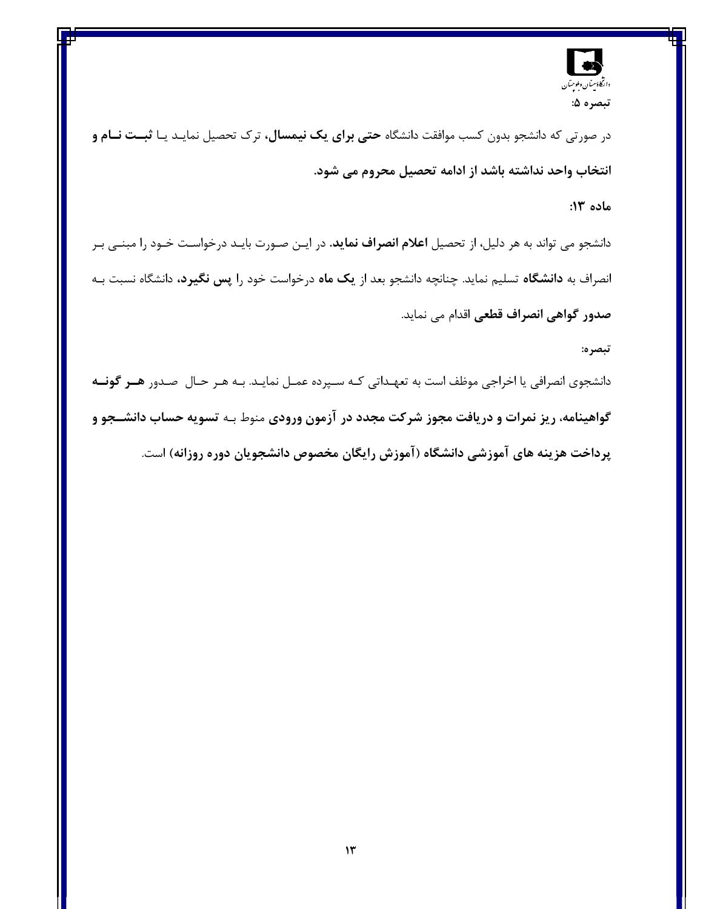**تبصره ۵:**

در صورتی که دانشجو بدون کسب موافقت دانشگاه **حتی برای یک نیمسال**، ترک تحصیل نماید یا **ثبت نام و انتخاب واحد نداشته باشد از ادامه تحصیل محروم می شود.**

**ماده ۱۳:**

دانشجو می تواند به هر دلیل، از تحصیل **اعلام انصراف نماید**. در این صورت باید درخواست خود را مبنی بر انصراف به **دانشگاه** تسلیم نماید. چنانچه دانشجو بعد از **یک ماه** درخواست خود را **پس نگیرد**، دانشگاه نسبت به **صدور گواهی انصراف قطعی** اقدام می نماید.

**تبصره:**

دانشجوی انصرافی یا اخراجی موظف است به تعهداتی که سپرده عمل نماید. به هر حال صدور **هر گونه گواهینامه، ریز نمرات و دریافت مجوز شرکت مجدد در آزمون ورودی** منوط به **تسویه حساب دانشجو و پرداخت هزینه های آموزشی دانشگاه (آموزش رایگان مخصوص دانشجویان دوره روزانه)** است.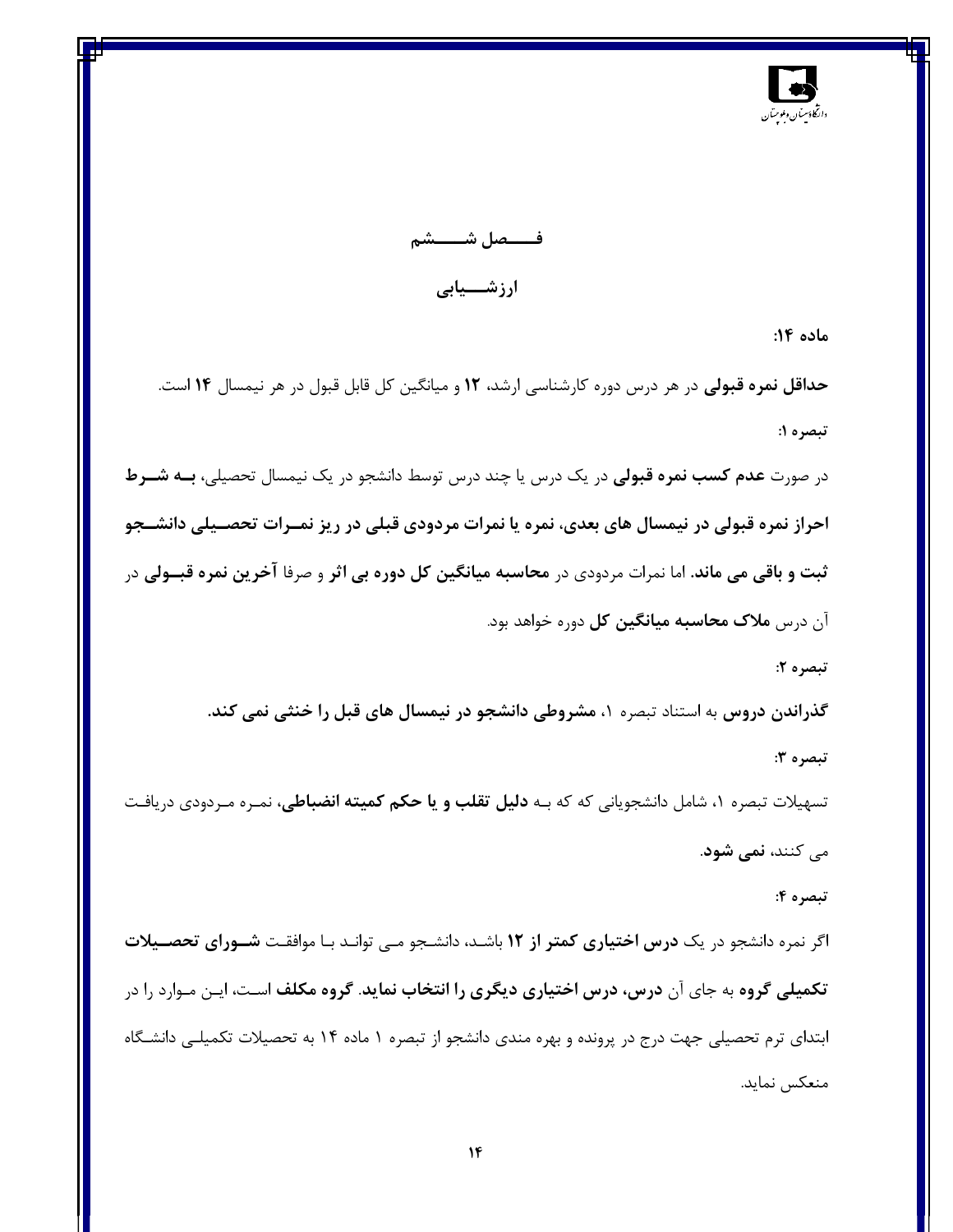# فصل ششم

## ارزشیابی

**ماده ۱۴:**

**حداقل نمره قبولی** در هر درس دوره کارشناسی ارشد، **۱۲** و میانگین کل قابل قبول در هر نیمسال **۱۴** است.

**تبصره ۱:**

در صورت **عدم کسب نمره قبولی** در یک درس یا چند درس توسط دانشجو در یک نیمسال تحصیلی، **به شرط احراز نمره قبولی در نیمسال های بعدی، نمره یا نمرات مردودی قبلی در ریز نمرات تحصیلی دانشجو ثبت و باقی می ماند.** اما نمرات مردودی در **محاسبه میانگین کل دوره بی اثر** و صرفا **آخرین نمره قبولی** در آن درس **ملاک محاسبه میانگین کل** دوره خواهد بود.

**تبصره ۲:**

**گذراندن دروس** به استناد تبصره ۱، **مشروطی دانشجو در نیمسال های قبل را خنثی نمی کند.**

**تبصره ۳:**

تسهیلات تبصره ۱، شامل دانشجویانی که که به **دلیل تقلب و یا حکم کمیته انضباطی**، نمره مردودی دریافت می کنند، **نمی شود**.

**تبصره ۴:**

اگر نمره دانشجو در یک **درس اختیاری کمتر از ۱۲** باشد، دانشجو می تواند با موافقت **شورای تحصیلات تکمیلی گروه** به جای آن **درس، درس اختیاری دیگری را انتخاب نماید**. **گروه مکلف** است، این موارد را در ابتدای ترم تحصیلی جهت درج در پرونده و بهره مندی دانشجو از تبصره ۱ ماده ۱۴ به تحصیلات تکمیلی دانشگاه منعکس نماید.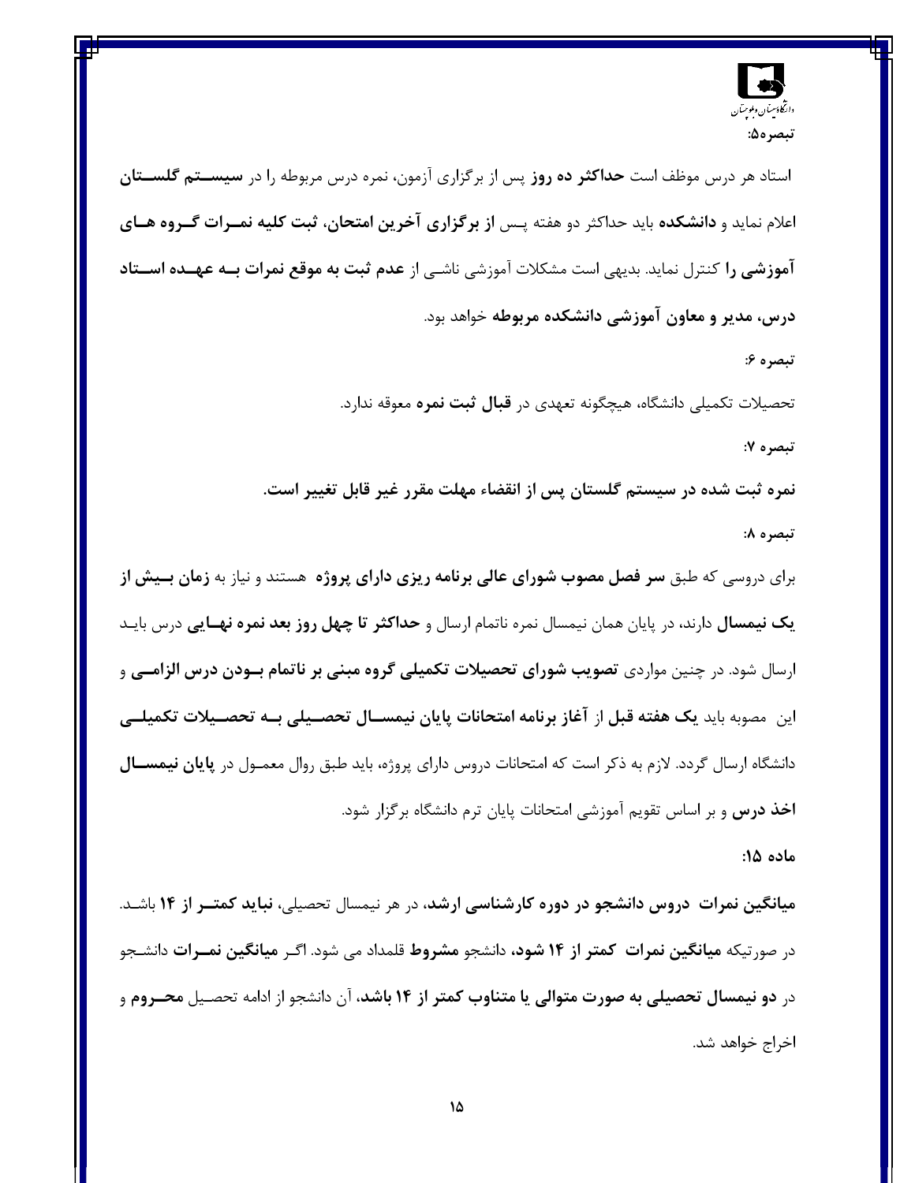**تبصره۵:**

استاد هر درس موظف است **حداکثر ده روز** پس از برگزاری آزمون، نمره درس مربوطه را در **سیستم گلستان** اعلام نماید و **دانشکده** باید حداکثر دو هفته پس **از برگزاری آخرین امتحان، ثبت کلیه نمرات گروه های آموزشی را** کنترل نماید. بدیهی است مشکلات آموزشی ناشی از **عدم ثبت به موقع نمرات به عهده استاد درس، مدیر و معاون آموزشی دانشکده مربوطه** خواهد بود.

**تبصره ۶:**

تحصیلات تکمیلی دانشگاه، هیچگونه تعهدی در **قبال ثبت نمره** معوقه ندارد.

**تبصره ۷:**

**نمره ثبت شده در سیستم گلستان پس از انقضاء مهلت مقرر غیر قابل تغییر است.**

**تبصره ۸:**

برای دروسی که طبق **سر فصل مصوب شورای عالی برنامه ریزی دارای پروژه** هستند و نیاز به **زمان بیش از یک نیمسال** دارند، در پایان همان نیمسال نمره ناتمام ارسال و **حداکثر تا چهل روز بعد نمره نهایی** درس باید ارسال شود. در چنین مواردی **تصویب شورای تحصیلات تکمیلی گروه مبنی بر ناتمام بودن درس الزامی** و این مصوبه باید **یک هفته قبل** از **آغاز برنامه امتحانات پایان نیمسال تحصیلی به تحصیلات تکمیلی** دانشگاه ارسال گردد. لازم به ذکر است که امتحانات دروس دارای پروژه، باید طبق روال معمول در **پایان نیمسال اخذ درس** و بر اساس تقویم آموزشی امتحانات پایان ترم دانشگاه برگزار شود.

**ماده ۱۵:**

**میانگین نمرات دروس دانشجو در دوره کارشناسی ارشد**، در هر نیمسال تحصیلی، **نباید کمتر از ۱۴** باشد. در صورتیکه **میانگین نمرات کمتر از ۱۴ شود،** دانشجو **مشروط** قلمداد می شود. اگر **میانگین نمرات** دانشجو در **دو نیمسال تحصیلی به صورت متوالی یا متناوب کمتر از ۱۴ باشد،** آن دانشجو از ادامه تحصیل **محروم** و اخراج خواهد شد.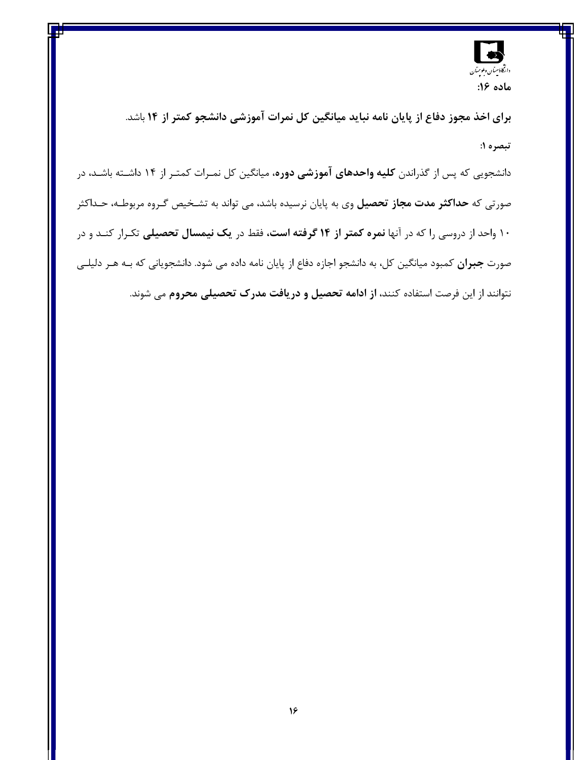**ماده ۱۶:**

**برای اخذ مجوز دفاع از پایان نامه نباید میانگین کل نمرات آموزشی دانشجو کمتر از ۱۴** باشد.

**تبصره ۱:**

دانشجویی که پس از گذراندن **کلیه واحدهای آموزشی دوره**، میانگین کل نمرات کمتر از ۱۴ داشته باشد، در صورتی که **حداکثر مدت مجاز تحصیل** وی به پایان نرسیده باشد، می تواند به تشخیص گروه مربوطه، حداکثر ۱۰ واحد از دروسی را که در آنها **نمره کمتر از ۱۴ گرفته است،** فقط در **یک نیمسال تحصیلی** تکرار کند و در صورت **جبران** کمبود میانگین کل، به دانشجو اجازه دفاع از پایان نامه داده می شود. دانشجویانی که به هر دلیلی نتوانند از این فرصت استفاده کنند، **از ادامه تحصیل و دریافت مدرک تحصیلی محروم** می شوند.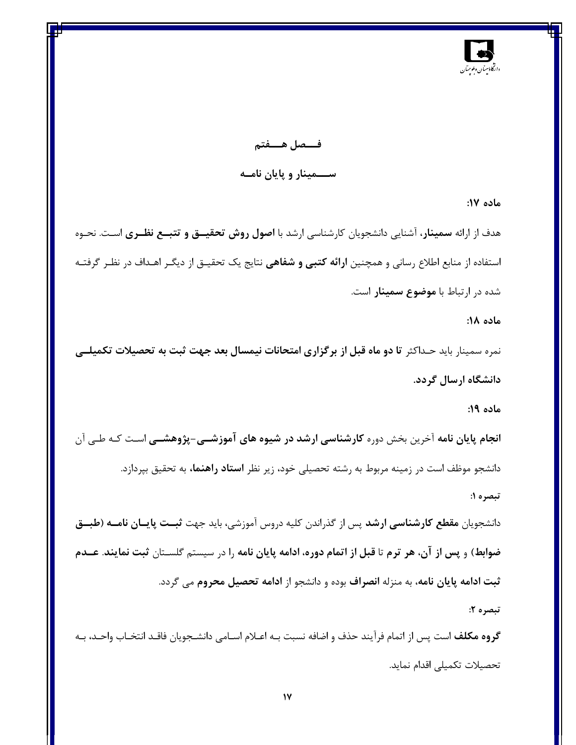## فصل هفتم

## سمینار و پایان نامه

**ماده ۱۷:**

هدف از ارائه **سمینار**، آشنایی دانشجویان کارشناسی ارشد با **اصول روش تحقیق و تتبع نظری** است. نحوه استفاده از منابع اطلاع رسانی و همچنین **ارائه کتبی و شفاهی** نتایج یک تحقیق از دیگر اهداف در نظر گرفته شده در ارتباط با **موضوع سمینار** است.

**ماده ۱۸:**

نمره سمینار باید حداکثر **تا دو ماه قبل از برگزاری امتحانات نیمسال بعد جهت ثبت به تحصیلات تکمیلی دانشگاه ارسال گردد.**

**ماده ۱۹:**

**انجام پایان نامه** آخرین بخش دوره **کارشناسی ارشد در شیوه های آموزشی-پژوهشی** است که طی آن دانشجو موظف است در زمینه مربوط به رشته تحصیلی خود، زیر نظر **استاد راهنما**، به تحقیق بپردازد.

**تبصره ۱:**

دانشجویان **مقطع کارشناسی ارشد** پس از گذراندن کلیه دروس آموزشی، باید جهت **ثبت پایان نامه (طبق ضوابط)** و **پس از آن، هر ترم** تا **قبل از اتمام دوره، ادامه پایان نامه** را در سیستم گلستان **ثبت نمایند**. **عدم ثبت ادامه پایان نامه**، به منزله **انصراف** بوده و دانشجو از **ادامه تحصیل محروم** می گردد.

**تبصره ۲:**

**گروه مکلف** است پس از اتمام فرآیند حذف و اضافه نسبت به اعلام اسامی دانشجویان فاقد انتخاب واحد، به تحصیلات تکمیلی اقدام نماید.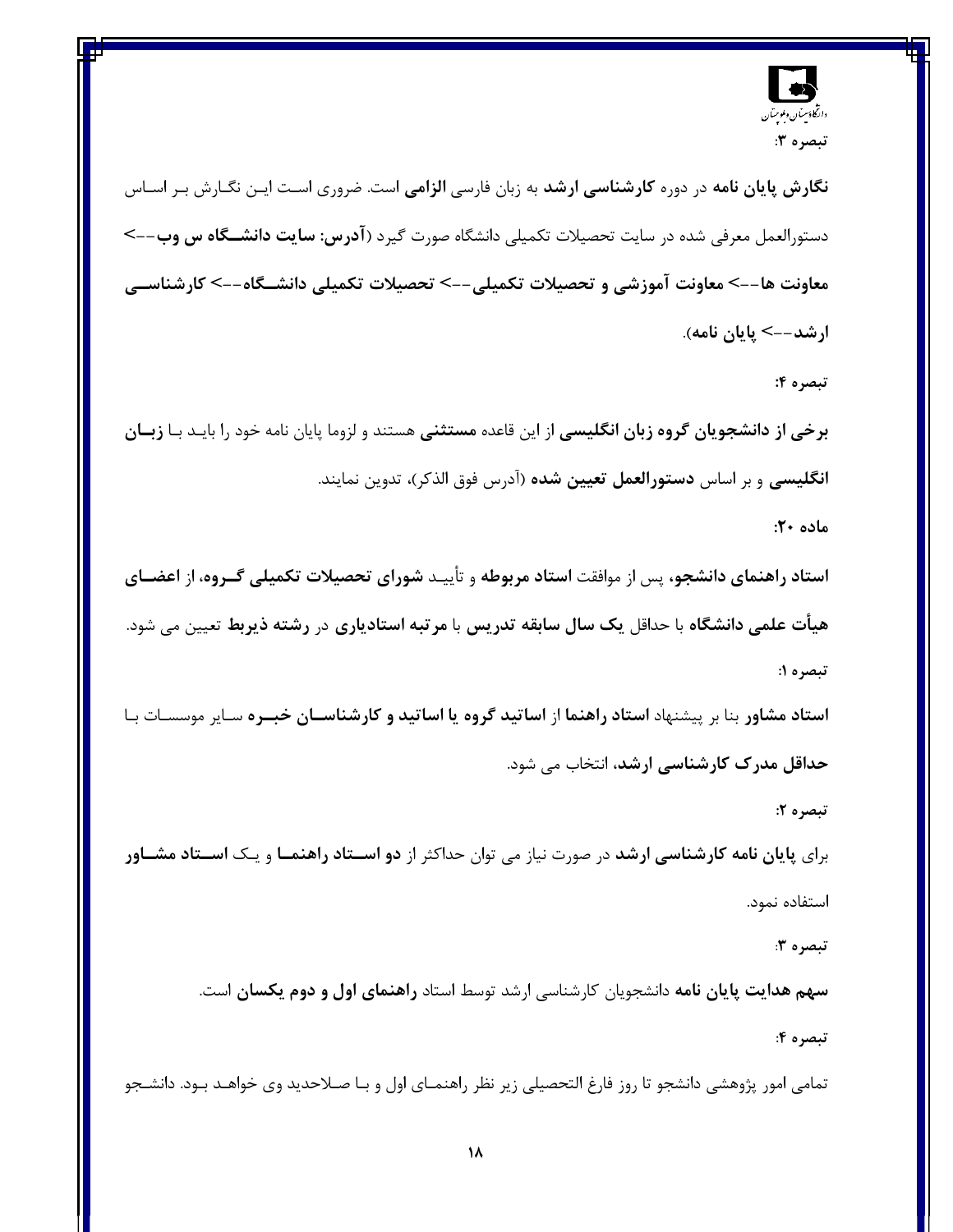**تبصره ۳:**

**نگارش پایان نامه** در دوره **کارشناسی ارشد** به زبان فارسی **الزامی** است. ضروری است این نگارش بر اساس دستورالعمل معرفی شده در سایت تحصیلات تکمیلی دانشگاه صورت گیرد (**آدرس: سایت دانشگاه س وب--> معاونت ها--> معاونت آموزشی و تحصیلات تکمیلی--> تحصیلات تکمیلی دانشگاه--> کارشناسی ارشد--> پایان نامه**).

**تبصره ۴:**

**برخی از دانشجویان گروه زبان انگلیسی** از این قاعده **مستثنی** هستند و لزوما پایان نامه خود را باید با **زبان انگلیسی** و بر اساس **دستورالعمل تعیین شده** (آدرس فوق الذکر)، تدوین نمایند.

**ماده ۲۰:**

**استاد راهنمای دانشجو**، پس از موافقت **استاد مربوطه** و تأیید **شورای تحصیلات تکمیلی گروه**، از **اعضای هیأت علمی دانشگاه** با حداقل **یک سال سابقه تدریس** با **مرتبه استادیاری** در **رشته ذیربط** تعیین می شود.

**تبصره ۱:**

**استاد مشاور** بنا بر پیشنهاد **استاد راهنما** از **اساتید گروه یا اساتید و کارشناسان خبره** سایر موسسات با **حداقل مدرک کارشناسی ارشد**، انتخاب می شود.

**تبصره ۲:**

برای **پایان نامه کارشناسی ارشد** در صورت نیاز می توان حداکثر از **دو استاد راهنما** و یک **استاد مشاور** استفاده نمود.

**تبصره ۳:**

**سهم هدایت پایان نامه** دانشجویان کارشناسی ارشد توسط استاد **راهنمای اول و دوم یکسان** است.

**تبصره ۴:**

تمامی امور پژوهشی دانشجو تا روز فارغ التحصیلی زیر نظر راهنمای اول و با صلاحدید وی خواهد بود. دانشجو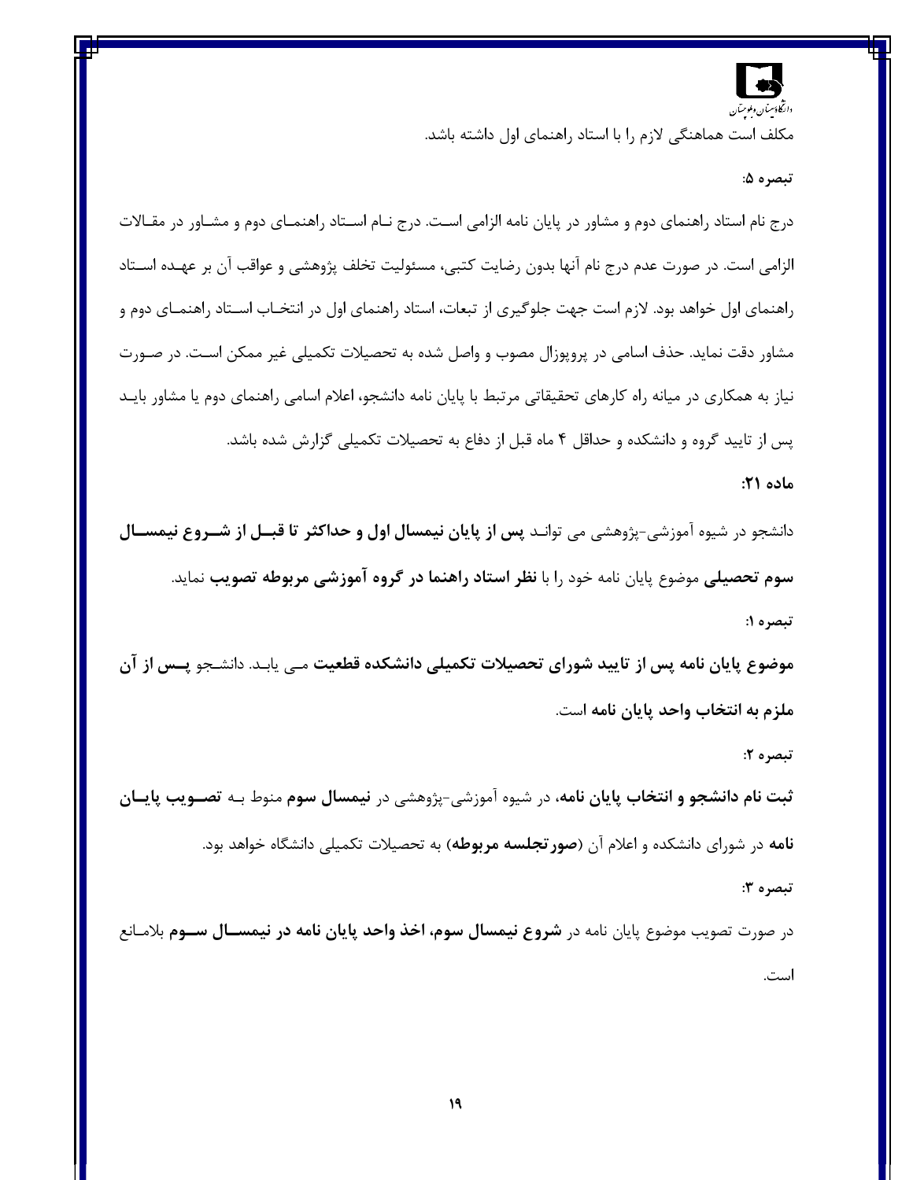مکلف است هماهنگی لازم را با استاد راهنمای اول داشته باشد.

**تبصره ۵:**

درج نام استاد راهنمای دوم و مشاور در پایان نامه الزامی است. درج نام استاد راهنمای دوم و مشاور در مقالات الزامی است. در صورت عدم درج نام آنها بدون رضایت کتبی، مسئولیت تخلف پژوهشی و عواقب آن بر عهده استاد راهنمای اول خواهد بود. لازم است جهت جلوگیری از تبعات، استاد راهنمای اول در انتخاب استاد راهنمای دوم و مشاور دقت نماید. حذف اسامی در پروپوزال مصوب و واصل شده به تحصیلات تکمیلی غیر ممکن است. در صورت نیاز به همکاری در میانه راه کارهای تحقیقاتی مرتبط با پایان نامه دانشجو، اعلام اسامی راهنمای دوم یا مشاور باید پس از تایید گروه و دانشکده و حداقل ۴ ماه قبل از دفاع به تحصیلات تکمیلی گزارش شده باشد.

**ماده ۲۱:**

دانشجو در شیوه آموزشی-پژوهشی می تواند **پس از پایان نیمسال اول و حداکثر تا قبل از شروع نیمسال سوم تحصیلی** موضوع پایان نامه خود را با **نظر استاد راهنما در گروه آموزشی مربوطه تصویب** نماید.

**تبصره ۱:**

**موضوع پایان نامه پس از تایید شورای تحصیلات تکمیلی دانشکده قطعیت** می یابد. دانشجو **پس از آن ملزم به انتخاب واحد پایان نامه** است.

**تبصره ۲:**

**ثبت نام دانشجو و انتخاب پایان نامه**، در شیوه آموزشی-پژوهشی در **نیمسال سوم** منوط به **تصویب پایان نامه** در شورای دانشکده و اعلام آن (**صورتجلسه مربوطه**) به تحصیلات تکمیلی دانشگاه خواهد بود.

**تبصره ۳:**

در صورت تصویب موضوع پایان نامه در **شروع نیمسال سوم، اخذ واحد پایان نامه در نیمسال سوم** بلامانع است.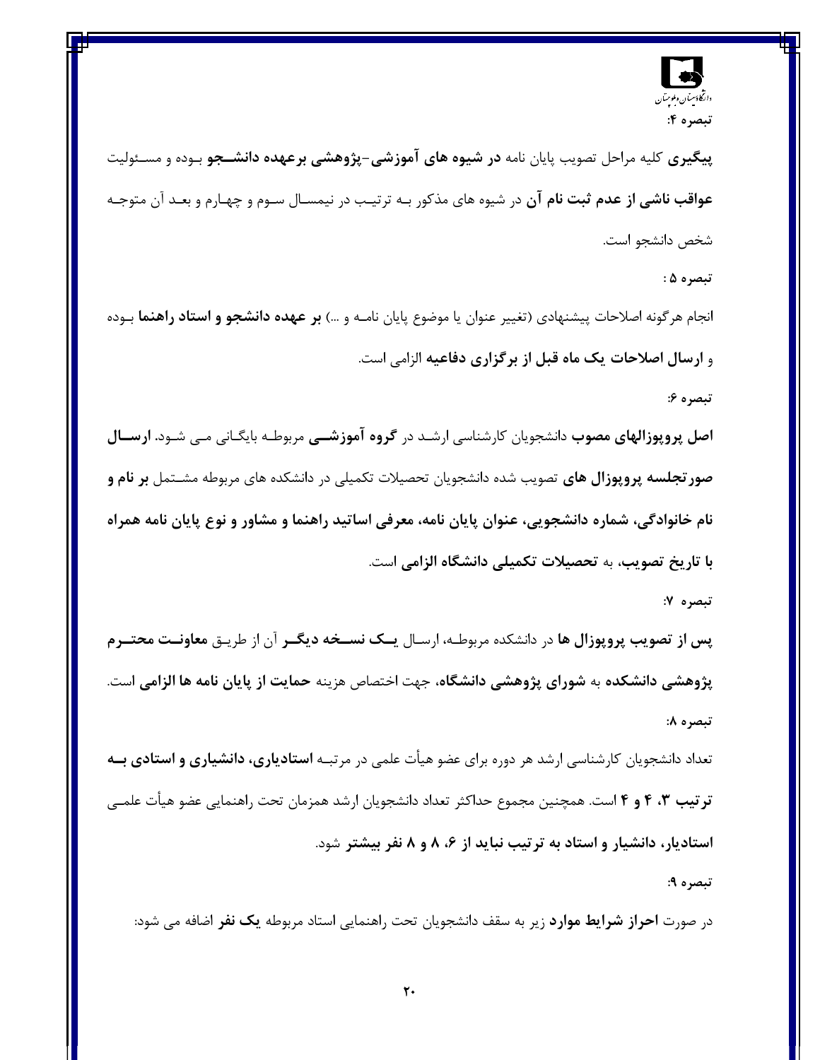**تبصره ۴:**

**پیگیری** کلیه مراحل تصویب پایان نامه **در شیوه های آموزشی-پژوهشی برعهده دانشجو** بوده و مسئولیت **عواقب ناشی از عدم ثبت نام آن** در شیوه های مذکور به ترتیب در نیمسال سوم و چهارم و بعد آن متوجه شخص دانشجو است.

**تبصره ۵ :**

انجام هرگونه اصلاحات پیشنهادی (تغییر عنوان یا موضوع پایان نامه و ...) **بر عهده دانشجو و استاد راهنما** بوده و **ارسال اصلاحات یک ماه قبل از برگزاری دفاعیه** الزامی است.

**تبصره ۶:**

**اصل پروپوزالهای مصوب** دانشجویان کارشناسی ارشد در **گروه آموزشی** مربوطه بایگانی می شود. **ارسال صورتجلسه پروپوزال های** تصویب شده دانشجویان تحصیلات تکمیلی در دانشکده های مربوطه مشتمل **بر نام و نام خانوادگی، شماره دانشجویی، عنوان پایان نامه، معرفی اساتید راهنما و مشاور و نوع پایان نامه همراه با تاریخ تصویب**، به **تحصیلات تکمیلی دانشگاه الزامی** است.

**تبصره ۷:**

**پس از تصویب پروپوزال ها** در دانشکده مربوطه، ارسال **یک نسخه دیگر** آن از طریق **معاونت محترم پژوهشی دانشکده** به **شورای پژوهشی دانشگاه**، جهت اختصاص هزینه **حمایت از پایان نامه ها الزامی** است.

**تبصره ۸:**

تعداد دانشجویان کارشناسی ارشد هر دوره برای عضو هیأت علمی در مرتبه **استادیاری، دانشیاری و استادی به ترتیب ۳، ۴ و ۴** است. همچنین مجموع حداکثر تعداد دانشجویان ارشد همزمان تحت راهنمایی عضو هیأت علمی **استادیار، دانشیار و استاد به ترتیب نباید از ۶، ۸ و ۸ نفر بیشتر** شود.

**تبصره ۹:**

در صورت **احراز شرایط موارد** زیر به سقف دانشجویان تحت راهنمایی استاد مربوطه **یک نفر** اضافه می شود: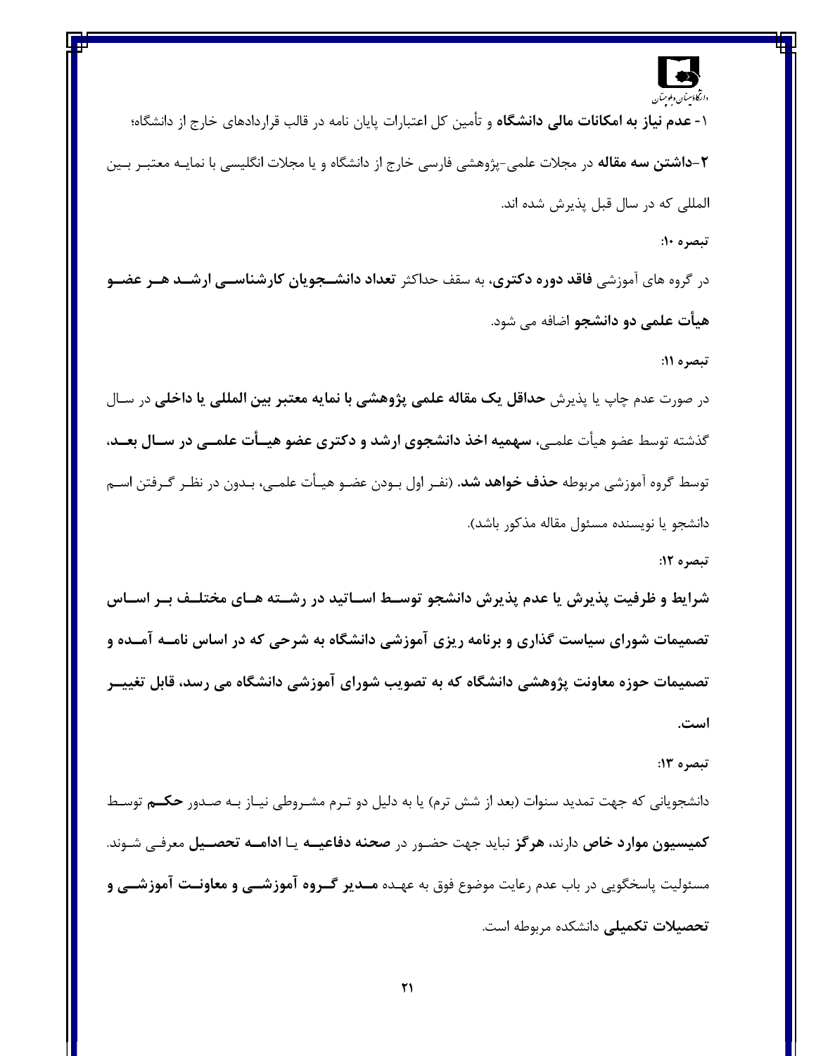۱- **عدم نیاز به امکانات مالی دانشگاه** و تأمین کل اعتبارات پایان نامه در قالب قراردادهای خارج از دانشگاه؛

**۲-داشتن سه مقاله** در مجلات علمی-پژوهشی فارسی خارج از دانشگاه و یا مجلات انگلیسی با نمایه معتبر بین المللی که در سال قبل پذیرش شده اند.

تبصره ۱۰:

در گروه های آموزشی **فاقد دوره دکتری**، به سقف حداکثر **تعداد دانشجویان کارشناسی ارشد هر عضو هیأت علمی دو دانشجو** اضافه می شود.

تبصره ۱۱:

در صورت عدم چاپ یا پذیرش **حداقل یک مقاله علمی پژوهشی با نمایه معتبر بین المللی یا داخلی** در سال گذشته توسط عضو هیأت علمی، **سهمیه اخذ دانشجوی ارشد و دکتری عضو هیأت علمی در سال بعد،** توسط گروه آموزشی مربوطه **حذف خواهد شد.** (نفر اول بودن عضو هیأت علمی، بدون در نظر گرفتن اسم دانشجو یا نویسنده مسئول مقاله مذکور باشد).

تبصره ۱۲:

**شرایط و ظرفیت پذیرش یا عدم پذیرش دانشجو توسط اساتید در رشته های مختلف بر اساس تصمیمات شورای سیاست گذاری و برنامه ریزی آموزشی دانشگاه به شرحی که در اساس نامه آمده و تصمیمات حوزه معاونت پژوهشی دانشگاه که به تصویب شورای آموزشی دانشگاه می رسد، قابل تغییر است.**

تبصره ۱۳:

دانشجویانی که جهت تمدید سنوات (بعد از شش ترم) یا به دلیل دو ترم مشروطی نیاز به صدور **حکم** توسط **کمیسیون موارد خاص** دارند، **هرگز** نباید جهت حضور در **صحنه دفاعیه** یا **ادامه تحصیل** معرفی شوند. مسئولیت پاسخگویی در باب عدم رعایت موضوع فوق به عهده **مدیر گروه آموزشی و معاونت آموزشی و تحصیلات تکمیلی** دانشکده مربوطه است.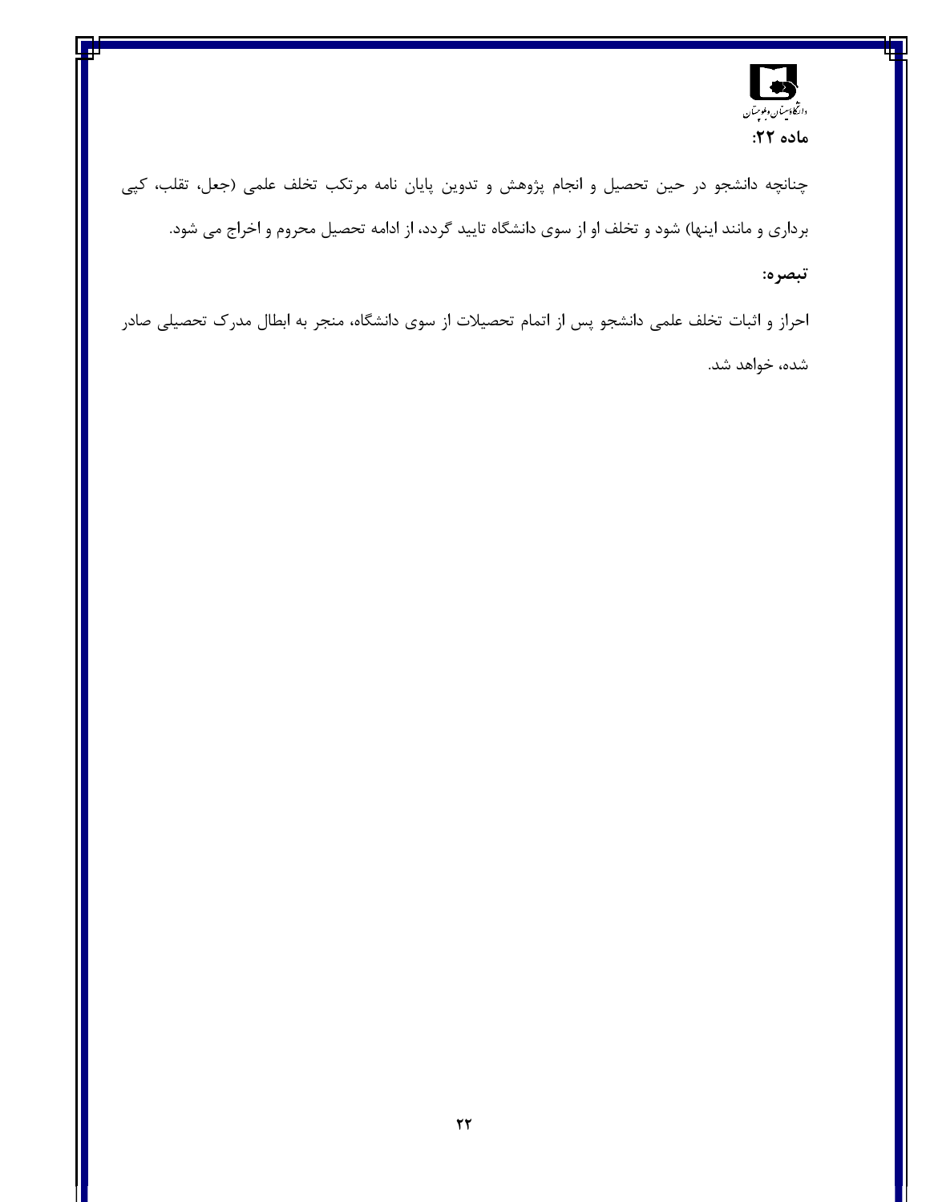**ماده ۲۲:**

چنانچه دانشجو در حین تحصیل و انجام پژوهش و تدوین پایان نامه مرتکب تخلف علمی (جعل، تقلب، کپی برداری و مانند اینها) شود و تخلف او از سوی دانشگاه تایید گردد، از ادامه تحصیل محروم و اخراج می شود.

**تبصره:**

احراز و اثبات تخلف علمی دانشجو پس از اتمام تحصیلات از سوی دانشگاه، منجر به ابطال مدرک تحصیلی صادر شده، خواهد شد.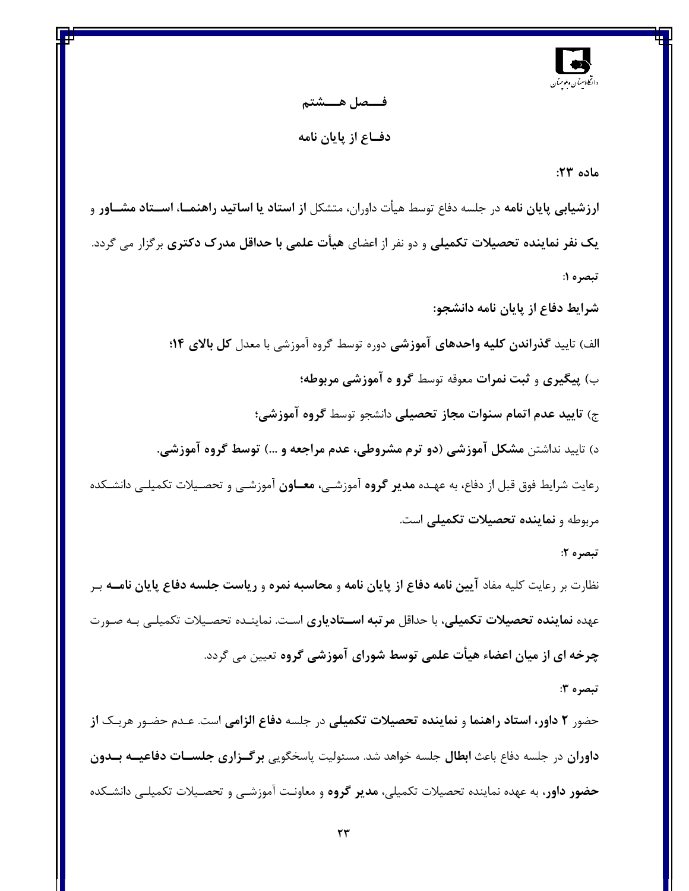## فصل هشتم

## دفاع از پایان نامه

**ماده ۲۳:**

**ارزشیابی پایان نامه** در جلسه دفاع توسط هیأت داوران، متشکل **از استاد یا اساتید راهنما، استاد مشاور** و **یک نفر نماینده تحصیلات تکمیلی** و دو نفر از اعضای **هیأت علمی با حداقل مدرک دکتری** برگزار می گردد.

**تبصره ۱:**

**شرایط دفاع از پایان نامه دانشجو:**

الف) تایید **گذراندن کلیه واحدهای آموزشی** دوره توسط گروه آموزشی با معدل **کل بالای ۱۴؛**

ب) **پیگیری** و **ثبت نمرات** معوقه توسط **گرو ه آموزشی مربوطه؛**

ج) **تایید عدم اتمام سنوات مجاز تحصیلی** دانشجو توسط **گروه آموزشی؛**

د) تایید نداشتن **مشکل آموزشی (دو ترم مشروطی، عدم مراجعه و ...) توسط گروه آموزشی.**

رعایت شرایط فوق قبل از دفاع، به عهده **مدیر گروه** آموزشی، **معاون** آموزشی و تحصیلات تکمیلی دانشکده مربوطه و **نماینده تحصیلات تکمیلی** است.

**تبصره ۲:**

نظارت بر رعایت کلیه مفاد **آیین نامه دفاع از پایان نامه** و **محاسبه نمره** و **ریاست جلسه دفاع پایان نامه** بر عهده **نماینده تحصیلات تکمیلی**، با حداقل **مرتبه استادیاری** است. نماینده تحصیلات تکمیلی به صورت **چرخه ای از میان اعضاء هیأت علمی توسط شورای آموزشی گروه** تعیین می گردد.

**تبصره ۳:**

حضور **۲ داور، استاد راهنما** و **نماینده تحصیلات تکمیلی** در جلسه **دفاع الزامی** است. عدم حضور هریک **از داوران** در جلسه دفاع باعث **ابطال** جلسه خواهد شد. مسئولیت پاسخگویی **برگزاری جلسات دفاعیه بدون حضور داور**، به عهده نماینده تحصیلات تکمیلی، **مدیر گروه** و معاونت آموزشی و تحصیلات تکمیلی دانشکده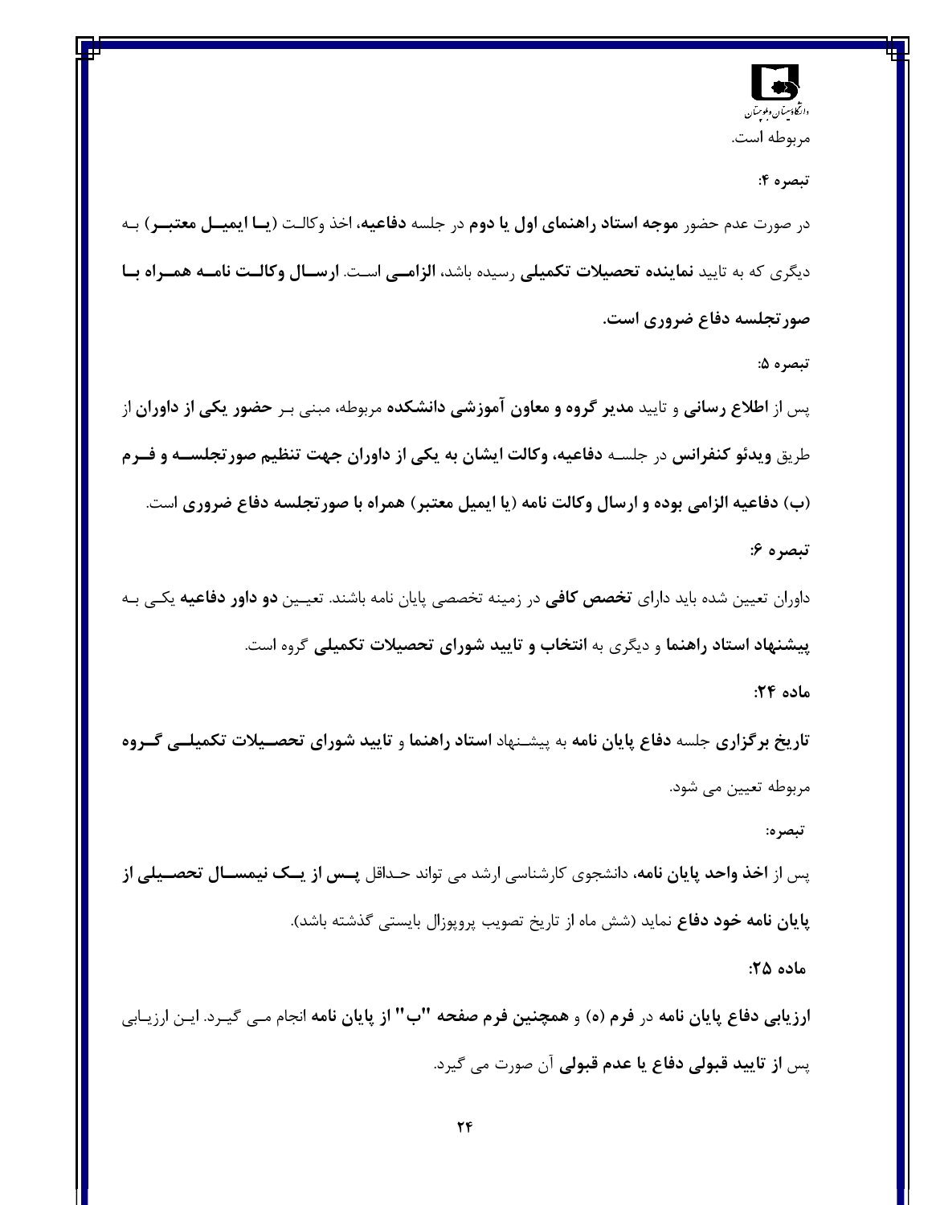مربوطه است.

**تبصره ۴:**

در صورت عدم حضور **موجه استاد راهنمای اول یا دوم** در جلسه **دفاعیه**، اخذ وکالت (**یا ایمیل معتبر**) به دیگری که به تایید **نماینده تحصیلات تکمیلی** رسیده باشد، **الزامی** است. **ارسال وکالت نامه همراه با صورتجلسه دفاع ضروری است.**

**تبصره ۵:**

پس از **اطلاع رسانی** و تایید **مدیر گروه و معاون آموزشی دانشکده** مربوطه، مبنی بر **حضور یکی از داوران** از طریق **ویدئو کنفرانس** در جلسه **دفاعیه، وکالت ایشان به یکی از داوران جهت تنظیم صورتجلسه و فرم (ب) دفاعیه الزامی بوده و ارسال وکالت نامه** (یا ایمیل معتبر) **همراه با صورتجلسه دفاع ضروری** است.

**تبصره ۶:**

داوران تعیین شده باید دارای **تخصص کافی** در زمینه تخصصی پایان نامه باشند. تعیین **دو داور دفاعیه** یکی به **پیشنهاد استاد راهنما** و دیگری به **انتخاب و تایید شورای تحصیلات تکمیلی** گروه است.

**ماده ۲۴:**

**تاریخ برگزاری** جلسه **دفاع پایان نامه** به پیشنهاد **استاد راهنما** و **تایید شورای تحصیلات تکمیلی گروه** مربوطه تعیین می شود.

**تبصره:**

پس از **اخذ واحد پایان نامه**، دانشجوی کارشناسی ارشد می تواند حداقل **پس از یک نیمسال تحصیلی از پایان نامه خود دفاع** نماید (شش ماه از تاریخ تصویب پروپوزال بایستی گذشته باشد).

**ماده ۲۵:**

**ارزیابی دفاع پایان نامه** در **فرم** (ه) و **همچنین فرم صفحه "ب" از پایان نامه** انجام می گیرد. این ارزیابی پس **از تایید قبولی دفاع یا عدم قبولی** آن صورت می گیرد.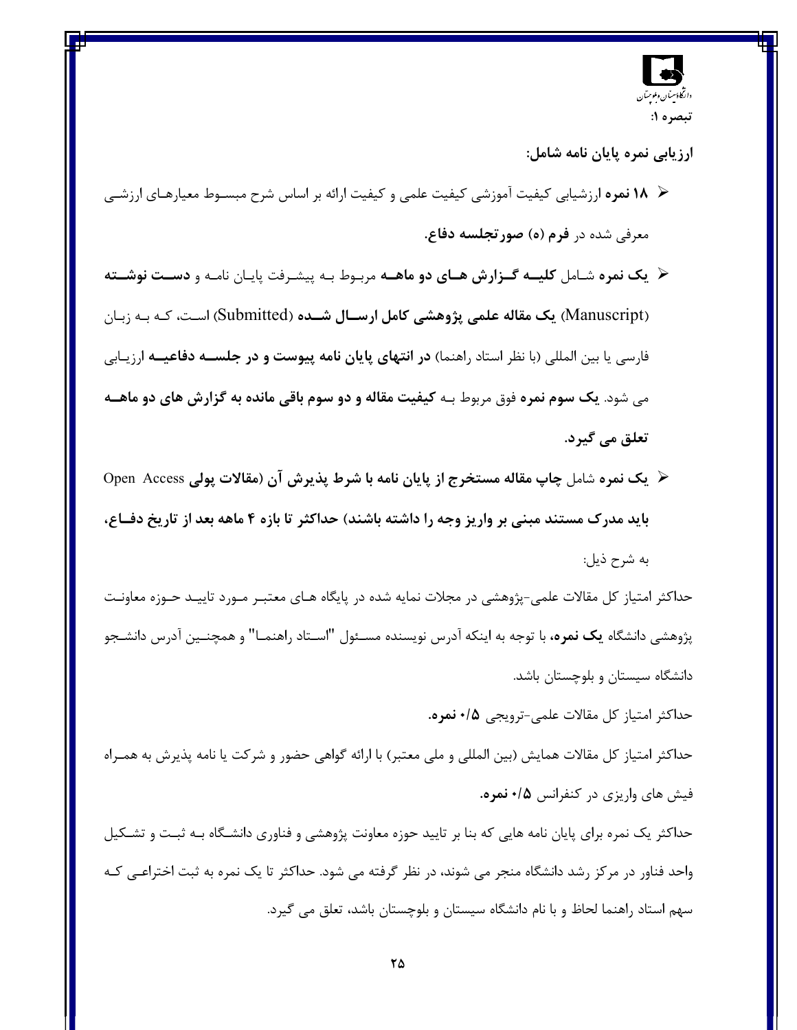**تبصره ۱:**

**ارزیابی نمره پایان نامه شامل:**

- **۱۸ نمره** ارزشیابی کیفیت آموزشی کیفیت علمی و کیفیت ارائه بر اساس شرح مبسوط معیارهای ارزشی معرفی شده در **فرم (ه) صورتجلسه دفاع.**
- **یک نمره** شامل **کلیه گزارش های دو ماهه** مربوط به پیشرفت پایان نامه و **دست نوشته** (Manuscript) **یک مقاله علمی پژوهشی کامل ارسال شده** (Submitted) است، که به زبان فارسی یا بین المللی (با نظر استاد راهنما) **در انتهای پایان نامه پیوست و در جلسه دفاعیه** ارزیابی می شود. **یک سوم نمره** فوق مربوط به **کیفیت مقاله و دو سوم باقی مانده به گزارش های دو ماهه تعلق می گیرد.**
- **یک نمره** شامل **چاپ مقاله مستخرج از پایان نامه با شرط پذیرش آن (مقالات پولی** Open Access **باید مدرک مستند مبنی بر واریز وجه را داشته باشند) حداکثر تا بازه ۴ ماهه بعد از تاریخ دفاع،** به شرح ذیل:

حداکثر امتیاز کل مقالات علمی-پژوهشی در مجلات نمایه شده در پایگاه های معتبر مورد تایید حوزه معاونت پژوهشی دانشگاه **یک نمره،** با توجه به اینکه آدرس نویسنده مسئول "استاد راهنما" و همچنین آدرس دانشجو دانشگاه سیستان و بلوچستان باشد.

حداکثر امتیاز کل مقالات علمی-ترویجی **۰/۵ نمره.**

حداکثر امتیاز کل مقالات همایش (بین المللی و ملی معتبر) با ارائه گواهی حضور و شرکت یا نامه پذیرش به همراه فیش های واریزی در کنفرانس **۰/۵ نمره.**

حداکثر یک نمره برای پایان نامه هایی که بنا بر تایید حوزه معاونت پژوهشی و فناوری دانشگاه به ثبت و تشکیل واحد فناور در مرکز رشد دانشگاه منجر می شوند، در نظر گرفته می شود. حداکثر تا یک نمره به ثبت اختراعی که سهم استاد راهنما لحاظ و با نام دانشگاه سیستان و بلوچستان باشد، تعلق می گیرد.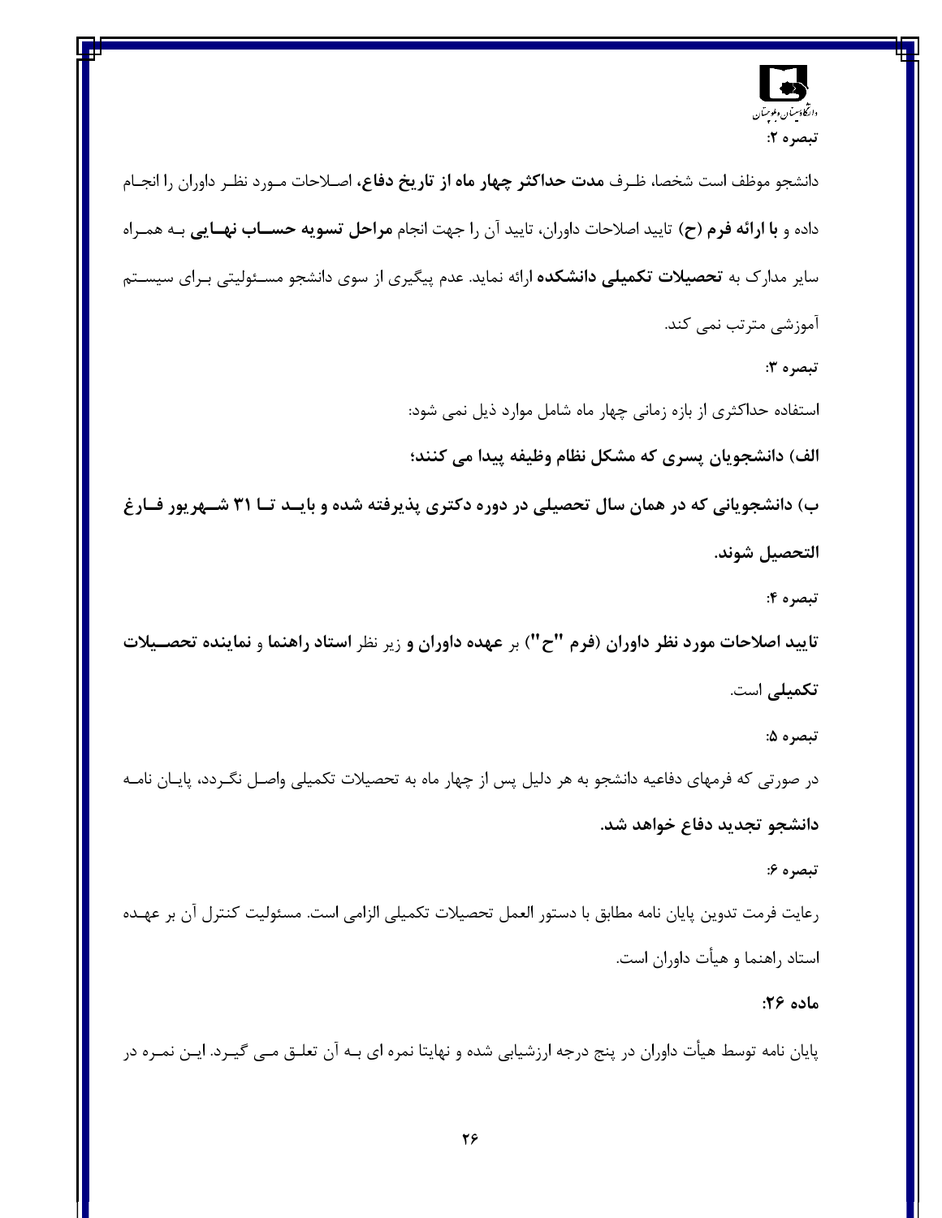**تبصره ۲:**

دانشجو موظف است شخصا، ظرف **مدت حداکثر چهار ماه از تاریخ دفاع،** اصلاحات مورد نظر داوران را انجام داده و **با ارائه فرم (ح)** تایید اصلاحات داوران، تایید آن را جهت انجام **مراحل تسویه حساب نهایی** به همراه سایر مدارک به **تحصیلات تکمیلی دانشکده** ارائه نماید. عدم پیگیری از سوی دانشجو مسئولیتی برای سیستم آموزشی مترتب نمی کند.

**تبصره ۳:**

استفاده حداکثری از بازه زمانی چهار ماه شامل موارد ذیل نمی شود:

**الف) دانشجویان پسری که مشکل نظام وظیفه پیدا می کنند؛**

**ب) دانشجویانی که در همان سال تحصیلی در دوره دکتری پذیرفته شده و باید تا ۳۱ شهریور فارغ التحصیل شوند.**

**تبصره ۴:**

**تایید اصلاحات مورد نظر داوران (فرم "ح")** بر **عهده داوران و** زیر نظر **استاد راهنما** و **نماینده تحصیلات تکمیلی** است.

**تبصره ۵:**

در صورتی که فرمهای دفاعیه دانشجو به هر دلیل پس از چهار ماه به تحصیلات تکمیلی واصل نگردد، پایان نامه **دانشجو تجدید دفاع خواهد شد.**

**تبصره ۶:**

رعایت فرمت تدوین پایان نامه مطابق با دستور العمل تحصیلات تکمیلی الزامی است. مسئولیت کنترل آن بر عهده استاد راهنما و هیأت داوران است.

**ماده ۲۶:**

پایان نامه توسط هیأت داوران در پنج درجه ارزشیابی شده و نهایتا نمره ای به آن تعلق می گیرد. این نمره در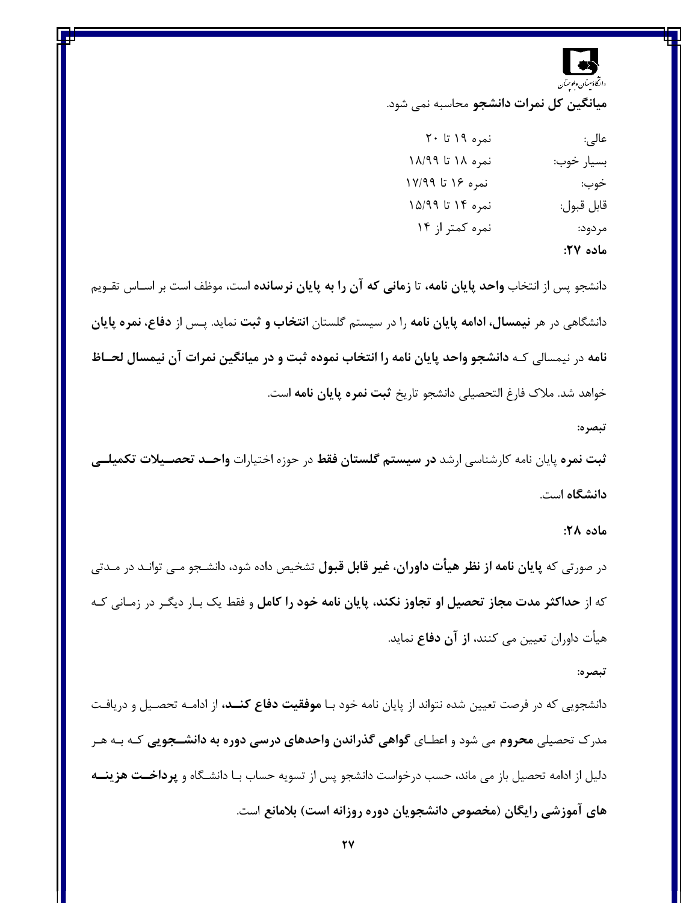**میانگین کل نمرات دانشجو** محاسبه نمی شود.

| | |
|---|---|
| عالی: | نمره ۱۹ تا ۲۰ |
| بسیار خوب: | نمره ۱۸ تا ۱۸/۹۹ |
| خوب: | نمره ۱۶ تا ۱۷/۹۹ |
| قابل قبول: | نمره ۱۴ تا ۱۵/۹۹ |
| مردود: | نمره کمتر از ۱۴ |

**ماده ۲۷:**

دانشجو پس از انتخاب **واحد پایان نامه،** تا **زمانی که آن را به پایان نرسانده** است، موظف است بر اساس تقویم دانشگاهی در هر **نیمسال، ادامه پایان نامه** را در سیستم گلستان **انتخاب و ثبت** نماید. پس از **دفاع، نمره پایان نامه** در نیمسالی که **دانشجو واحد پایان نامه را انتخاب نموده ثبت و در میانگین نمرات آن نیمسال لحاظ** خواهد شد. ملاک فارغ التحصیلی دانشجو تاریخ **ثبت نمره پایان نامه** است.

**تبصره:**

**ثبت نمره** پایان نامه کارشناسی ارشد **در سیستم گلستان فقط** در حوزه اختیارات **واحد تحصیلات تکمیلی دانشگاه** است.

**ماده ۲۸:**

در صورتی که **پایان نامه از نظر هیأت داوران، غیر قابل قبول** تشخیص داده شود، دانشجو می تواند در مدتی که از **حداکثر مدت مجاز تحصیل او تجاوز نکند، پایان نامه خود را کامل** و فقط یک بار دیگر در زمانی که هیأت داوران تعیین می کنند، **از آن دفاع** نماید.

**تبصره:**

دانشجویی که در فرصت تعیین شده نتواند از پایان نامه خود با **موفقیت دفاع کند،** از ادامه تحصیل و دریافت مدرک تحصیلی **محروم** می شود و اعطای **گواهی گذراندن واحدهای درسی دوره به دانشجویی** که به هر دلیل از ادامه تحصیل باز می ماند، حسب درخواست دانشجو پس از تسویه حساب با دانشگاه و **پرداخت هزینه های آموزشی رایگان (مخصوص دانشجویان دوره روزانه است) بلامانع** است.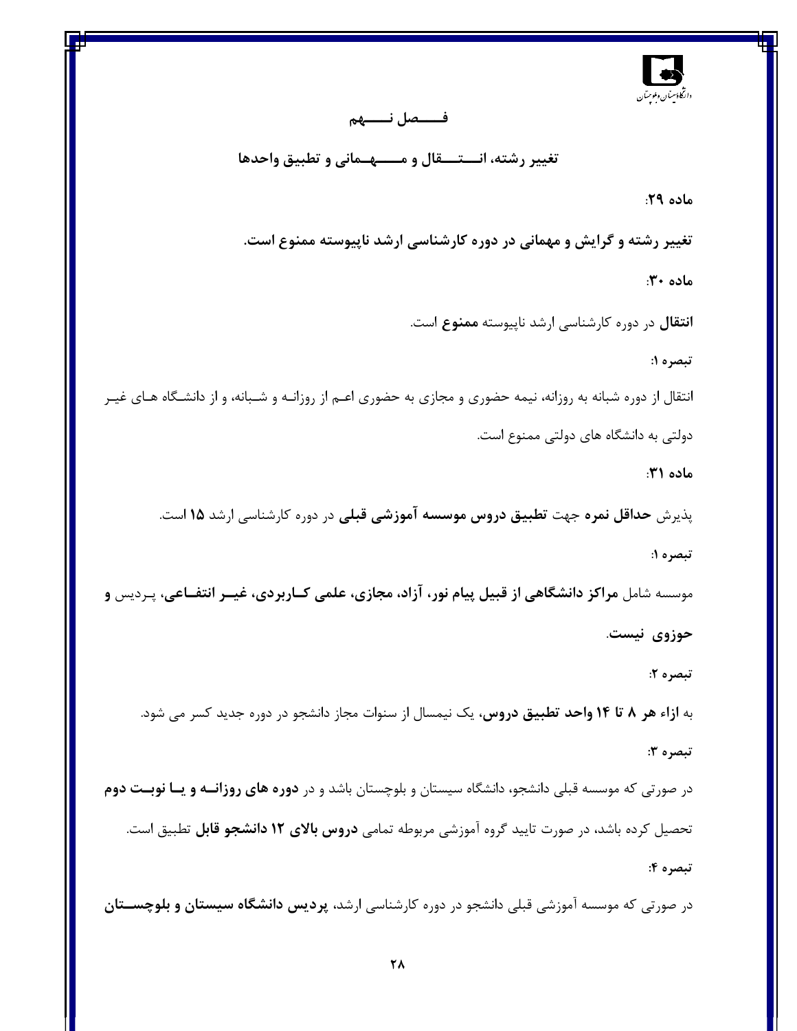# فصل نهم

## تغییر رشته، انتقال و مهمانی و تطبیق واحدها

**ماده ۲۹:**

**تغییر رشته و گرایش و مهمانی در دوره کارشناسی ارشد ناپیوسته ممنوع است.**

**ماده ۳۰:**

**انتقال** در دوره کارشناسی ارشد ناپیوسته **ممنوع** است.

**تبصره ۱:**

انتقال از دوره شبانه به روزانه، نیمه حضوری و مجازی به حضوری اعم از روزانه و شبانه، و از دانشگاه های غیر دولتی به دانشگاه های دولتی ممنوع است.

**ماده ۳۱:**

پذیرش **حداقل نمره** جهت **تطبیق دروس موسسه آموزشی قبلی** در دوره کارشناسی ارشد **۱۵** است.

**تبصره ۱:**

موسسه شامل **مراکز دانشگاهی از قبیل پیام نور، آزاد، مجازی، علمی کاربردی، غیر انتفاعی،** پردیس **و حوزوی نیست**.

**تبصره ۲:**

به **ازاء هر ۸ تا ۱۴ واحد تطبیق دروس،** یک نیمسال از سنوات مجاز دانشجو در دوره جدید کسر می شود.

**تبصره ۳:**

در صورتی که موسسه قبلی دانشجو، دانشگاه سیستان و بلوچستان باشد و در **دوره های روزانه و یا نوبت دوم** تحصیل کرده باشد، در صورت تایید گروه آموزشی مربوطه تمامی **دروس بالای ۱۲ دانشجو قابل** تطبیق است.

**تبصره ۴:**

در صورتی که موسسه آموزشی قبلی دانشجو در دوره کارشناسی ارشد، **پردیس دانشگاه سیستان و بلوچستان**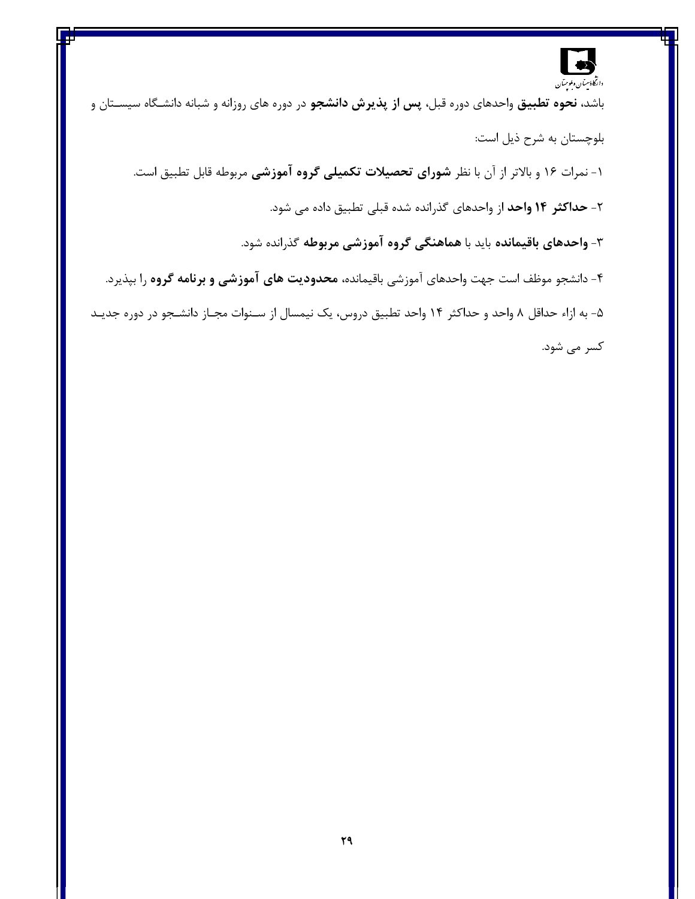باشد، **نحوه تطبیق** واحدهای دوره قبل، **پس از پذیرش دانشجو** در دوره های روزانه و شبانه دانشـگاه سیسـتان و بلوچستان به شرح ذیل است:

۱- نمرات ۱۶ و بالاتر از آن با نظر **شورای تحصیلات تکمیلی گروه آموزشی** مربوطه قابل تطبیق است.

۲- **حداکثر ۱۴ واحد** از واحدهای گذرانده شده قبلی تطبیق داده می شود.

۳- **واحدهای باقیمانده** باید با **هماهنگی گروه آموزشی مربوطه** گذرانده شود.

۴- دانشجو موظف است جهت واحدهای آموزشی باقیمانده، **محدودیت های آموزشی و برنامه گروه** را بپذیرد.

۵- به ازاء حداقل ۸ واحد و حداکثر ۱۴ واحد تطبیق دروس، یک نیمسال از سـنوات مجـاز دانشـجو در دوره جدیـد کسر می شود.